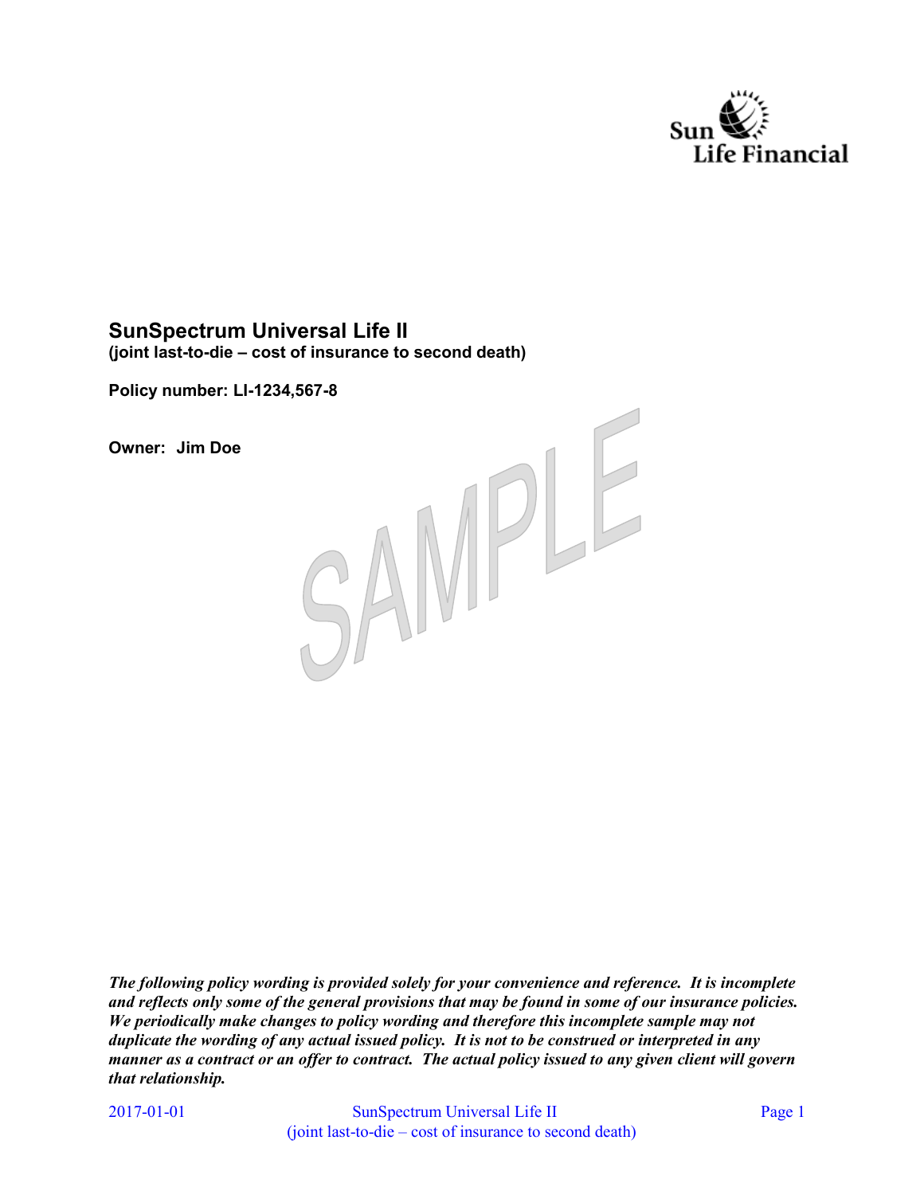Sun Life Financial

# SunSpectrum Universal Life II

**(joint last-to-die – cost of insurance to second death)**

**Policy number: LI-1234,567-8**

**Owner: Jim Doe**

SAMPLE

***The following policy wording is provided solely for your convenience and reference. It is incomplete and reflects only some of the general provisions that may be found in some of our insurance policies. We periodically make changes to policy wording and therefore this incomplete sample may not duplicate the wording of any actual issued policy. It is not to be construed or interpreted in any manner as a contract or an offer to contract. The actual policy issued to any given client will govern that relationship.***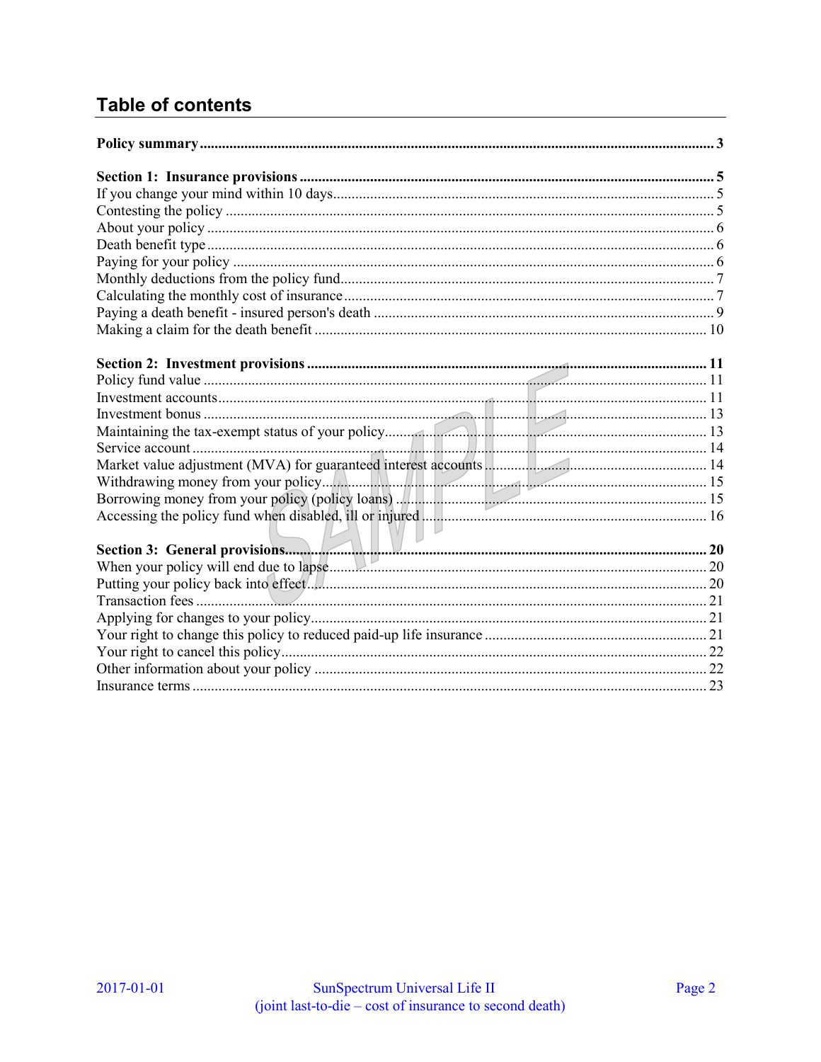## Table of contents

**Policy summary** ........ **3**

**Section 1: Insurance provisions** ........ **5**
- If you change your mind within 10 days ........ 5
- Contesting the policy ........ 5
- About your policy ........ 6
- Death benefit type ........ 6
- Paying for your policy ........ 6
- Monthly deductions from the policy fund ........ 7
- Calculating the monthly cost of insurance ........ 7
- Paying a death benefit - insured person's death ........ 9
- Making a claim for the death benefit ........ 10

**Section 2: Investment provisions** ........ **11**
- Policy fund value ........ 11
- Investment accounts ........ 11
- Investment bonus ........ 13
- Maintaining the tax-exempt status of your policy ........ 13
- Service account ........ 14
- Market value adjustment (MVA) for guaranteed interest accounts ........ 14
- Withdrawing money from your policy ........ 15
- Borrowing money from your policy (policy loans) ........ 15
- Accessing the policy fund when disabled, ill or injured ........ 16

**Section 3: General provisions** ........ **20**
- When your policy will end due to lapse ........ 20
- Putting your policy back into effect ........ 20
- Transaction fees ........ 21
- Applying for changes to your policy ........ 21
- Your right to change this policy to reduced paid-up life insurance ........ 21
- Your right to cancel this policy ........ 22
- Other information about your policy ........ 22
- Insurance terms ........ 23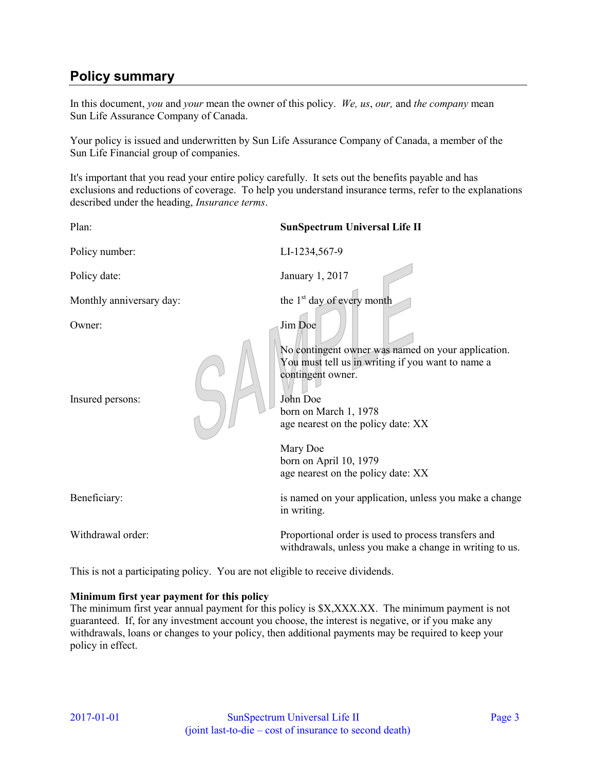## Policy summary

In this document, *you* and *your* mean the owner of this policy. *We, us, our,* and *the company* mean Sun Life Assurance Company of Canada.

Your policy is issued and underwritten by Sun Life Assurance Company of Canada, a member of the Sun Life Financial group of companies.

It's important that you read your entire policy carefully. It sets out the benefits payable and has exclusions and reductions of coverage. To help you understand insurance terms, refer to the explanations described under the heading, *Insurance terms*.

| | |
|---|---|
| Plan: | **SunSpectrum Universal Life II** |
| Policy number: | LI-1234,567-9 |
| Policy date: | January 1, 2017 |
| Monthly anniversary day: | the 1st day of every month |
| Owner: | Jim Doe<br><br>No contingent owner was named on your application. You must tell us in writing if you want to name a contingent owner. |
| Insured persons: | John Doe<br>born on March 1, 1978<br>age nearest on the policy date: XX<br><br>Mary Doe<br>born on April 10, 1979<br>age nearest on the policy date: XX |
| Beneficiary: | is named on your application, unless you make a change in writing. |
| Withdrawal order: | Proportional order is used to process transfers and withdrawals, unless you make a change in writing to us. |

This is not a participating policy. You are not eligible to receive dividends.

**Minimum first year payment for this policy**
The minimum first year annual payment for this policy is $X,XXX.XX. The minimum payment is not guaranteed. If, for any investment account you choose, the interest is negative, or if you make any withdrawals, loans or changes to your policy, then additional payments may be required to keep your policy in effect.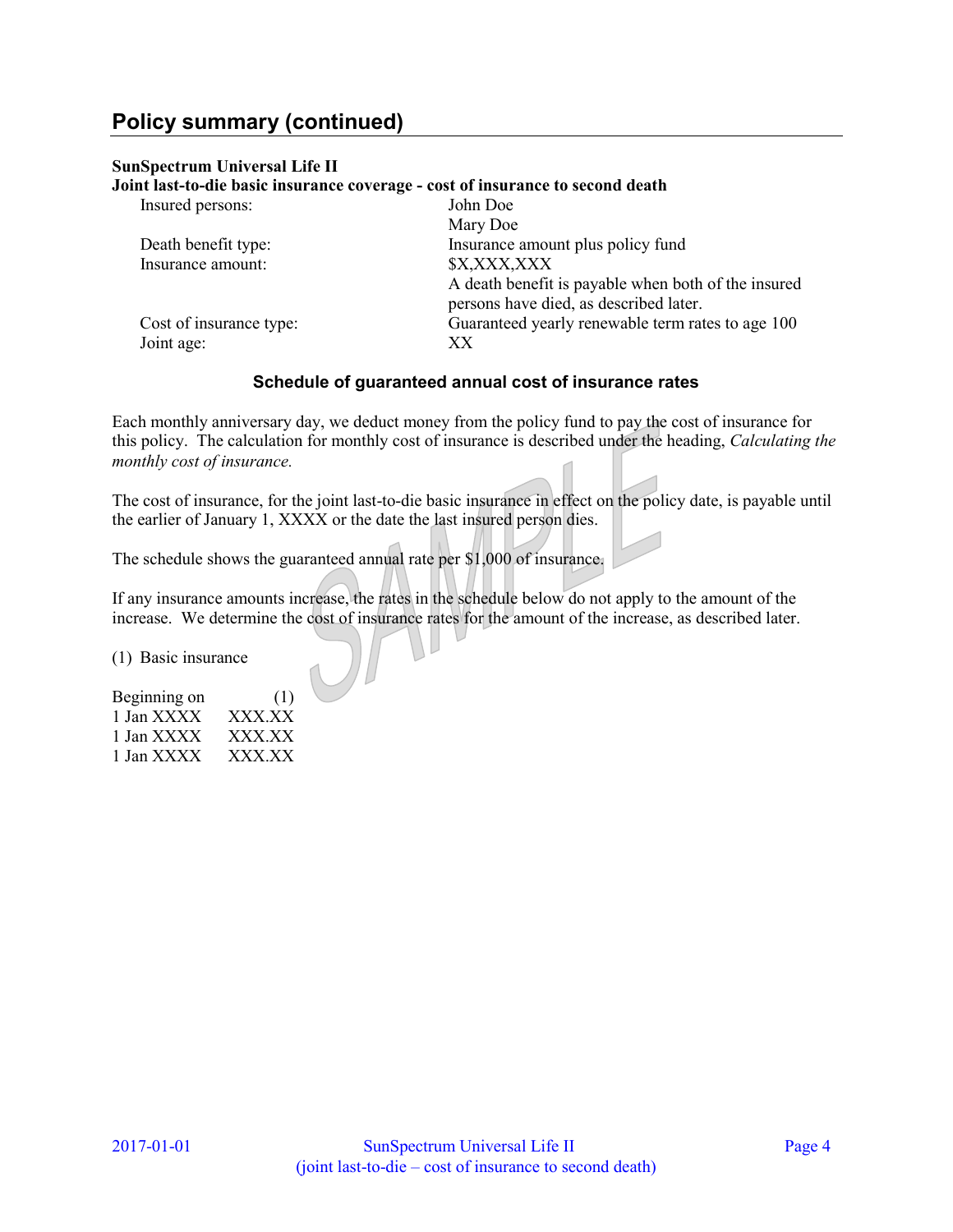## Policy summary (continued)

**SunSpectrum Universal Life II**
**Joint last-to-die basic insurance coverage - cost of insurance to second death**

| | |
|---|---|
| Insured persons: | John Doe |
| | Mary Doe |
| Death benefit type: | Insurance amount plus policy fund |
| Insurance amount: | $X,XXX,XXX |
| | A death benefit is payable when both of the insured persons have died, as described later. |
| Cost of insurance type: | Guaranteed yearly renewable term rates to age 100 |
| Joint age: | XX |

### Schedule of guaranteed annual cost of insurance rates

Each monthly anniversary day, we deduct money from the policy fund to pay the cost of insurance for this policy. The calculation for monthly cost of insurance is described under the heading, *Calculating the monthly cost of insurance.*

The cost of insurance, for the joint last-to-die basic insurance in effect on the policy date, is payable until the earlier of January 1, XXXX or the date the last insured person dies.

The schedule shows the guaranteed annual rate per $1,000 of insurance.

If any insurance amounts increase, the rates in the schedule below do not apply to the amount of the increase. We determine the cost of insurance rates for the amount of the increase, as described later.

(1) Basic insurance

| Beginning on | (1) |
|---|---|
| 1 Jan XXXX | XXX.XX |
| 1 Jan XXXX | XXX.XX |
| 1 Jan XXXX | XXX.XX |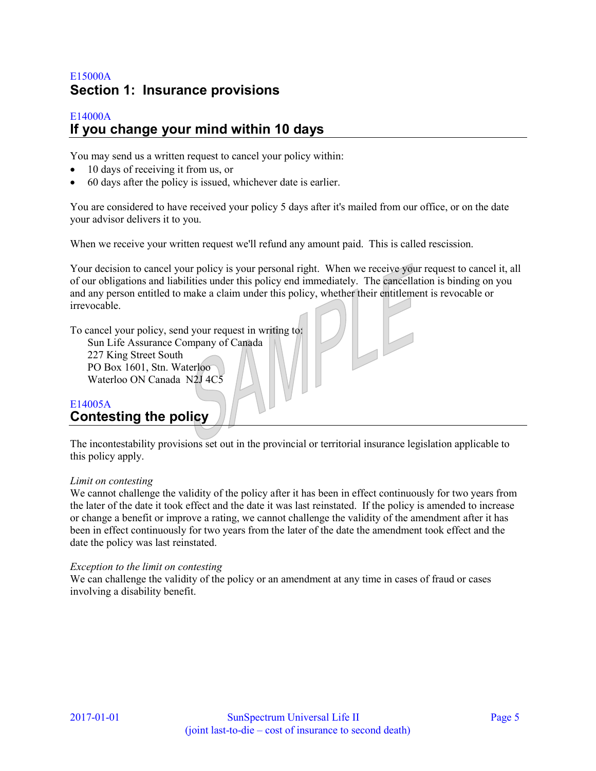E15000A

## Section 1: Insurance provisions

E14000A

### If you change your mind within 10 days

You may send us a written request to cancel your policy within:

- 10 days of receiving it from us, or
- 60 days after the policy is issued, whichever date is earlier.

You are considered to have received your policy 5 days after it's mailed from our office, or on the date your advisor delivers it to you.

When we receive your written request we'll refund any amount paid. This is called rescission.

Your decision to cancel your policy is your personal right. When we receive your request to cancel it, all of our obligations and liabilities under this policy end immediately. The cancellation is binding on you and any person entitled to make a claim under this policy, whether their entitlement is revocable or irrevocable.

To cancel your policy, send your request in writing to:

Sun Life Assurance Company of Canada  
227 King Street South  
PO Box 1601, Stn. Waterloo  
Waterloo ON Canada N2J 4C5

E14005A

### Contesting the policy

The incontestability provisions set out in the provincial or territorial insurance legislation applicable to this policy apply.

*Limit on contesting*

We cannot challenge the validity of the policy after it has been in effect continuously for two years from the later of the date it took effect and the date it was last reinstated. If the policy is amended to increase or change a benefit or improve a rating, we cannot challenge the validity of the amendment after it has been in effect continuously for two years from the later of the date the amendment took effect and the date the policy was last reinstated.

*Exception to the limit on contesting*

We can challenge the validity of the policy or an amendment at any time in cases of fraud or cases involving a disability benefit.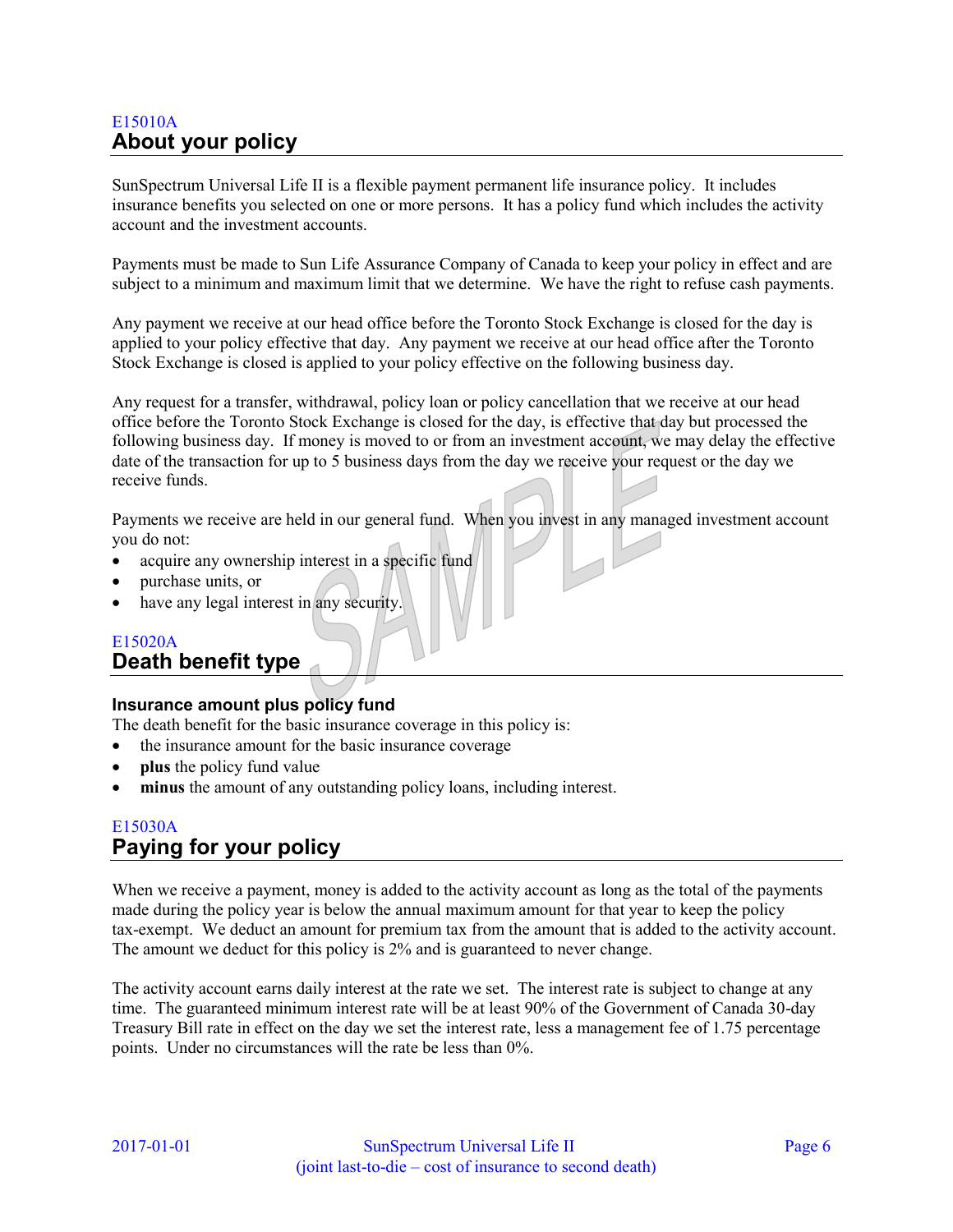E15010A

## About your policy

SunSpectrum Universal Life II is a flexible payment permanent life insurance policy. It includes insurance benefits you selected on one or more persons. It has a policy fund which includes the activity account and the investment accounts.

Payments must be made to Sun Life Assurance Company of Canada to keep your policy in effect and are subject to a minimum and maximum limit that we determine. We have the right to refuse cash payments.

Any payment we receive at our head office before the Toronto Stock Exchange is closed for the day is applied to your policy effective that day. Any payment we receive at our head office after the Toronto Stock Exchange is closed is applied to your policy effective on the following business day.

Any request for a transfer, withdrawal, policy loan or policy cancellation that we receive at our head office before the Toronto Stock Exchange is closed for the day, is effective that day but processed the following business day. If money is moved to or from an investment account, we may delay the effective date of the transaction for up to 5 business days from the day we receive your request or the day we receive funds.

Payments we receive are held in our general fund. When you invest in any managed investment account you do not:

- acquire any ownership interest in a specific fund
- purchase units, or
- have any legal interest in any security.

E15020A

## Death benefit type

### Insurance amount plus policy fund

The death benefit for the basic insurance coverage in this policy is:

- the insurance amount for the basic insurance coverage
- **plus** the policy fund value
- **minus** the amount of any outstanding policy loans, including interest.

E15030A

## Paying for your policy

When we receive a payment, money is added to the activity account as long as the total of the payments made during the policy year is below the annual maximum amount for that year to keep the policy tax-exempt. We deduct an amount for premium tax from the amount that is added to the activity account. The amount we deduct for this policy is 2% and is guaranteed to never change.

The activity account earns daily interest at the rate we set. The interest rate is subject to change at any time. The guaranteed minimum interest rate will be at least 90% of the Government of Canada 30-day Treasury Bill rate in effect on the day we set the interest rate, less a management fee of 1.75 percentage points. Under no circumstances will the rate be less than 0%.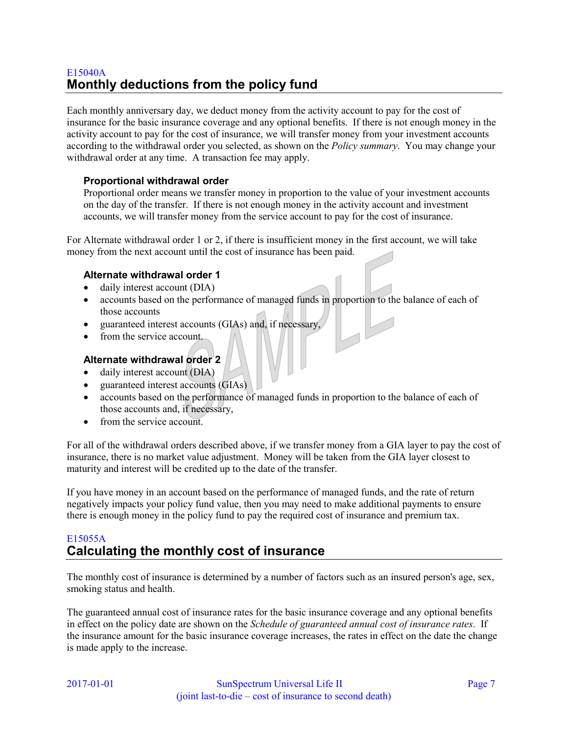E15040A

## Monthly deductions from the policy fund

Each monthly anniversary day, we deduct money from the activity account to pay for the cost of insurance for the basic insurance coverage and any optional benefits. If there is not enough money in the activity account to pay for the cost of insurance, we will transfer money from your investment accounts according to the withdrawal order you selected, as shown on the *Policy summary*. You may change your withdrawal order at any time. A transaction fee may apply.

### Proportional withdrawal order

Proportional order means we transfer money in proportion to the value of your investment accounts on the day of the transfer. If there is not enough money in the activity account and investment accounts, we will transfer money from the service account to pay for the cost of insurance.

For Alternate withdrawal order 1 or 2, if there is insufficient money in the first account, we will take money from the next account until the cost of insurance has been paid.

### Alternate withdrawal order 1

- daily interest account (DIA)
- accounts based on the performance of managed funds in proportion to the balance of each of those accounts
- guaranteed interest accounts (GIAs) and, if necessary,
- from the service account.

### Alternate withdrawal order 2

- daily interest account (DIA)
- guaranteed interest accounts (GIAs)
- accounts based on the performance of managed funds in proportion to the balance of each of those accounts and, if necessary,
- from the service account.

For all of the withdrawal orders described above, if we transfer money from a GIA layer to pay the cost of insurance, there is no market value adjustment. Money will be taken from the GIA layer closest to maturity and interest will be credited up to the date of the transfer.

If you have money in an account based on the performance of managed funds, and the rate of return negatively impacts your policy fund value, then you may need to make additional payments to ensure there is enough money in the policy fund to pay the required cost of insurance and premium tax.

E15055A

## Calculating the monthly cost of insurance

The monthly cost of insurance is determined by a number of factors such as an insured person's age, sex, smoking status and health.

The guaranteed annual cost of insurance rates for the basic insurance coverage and any optional benefits in effect on the policy date are shown on the *Schedule of guaranteed annual cost of insurance rates*. If the insurance amount for the basic insurance coverage increases, the rates in effect on the date the change is made apply to the increase.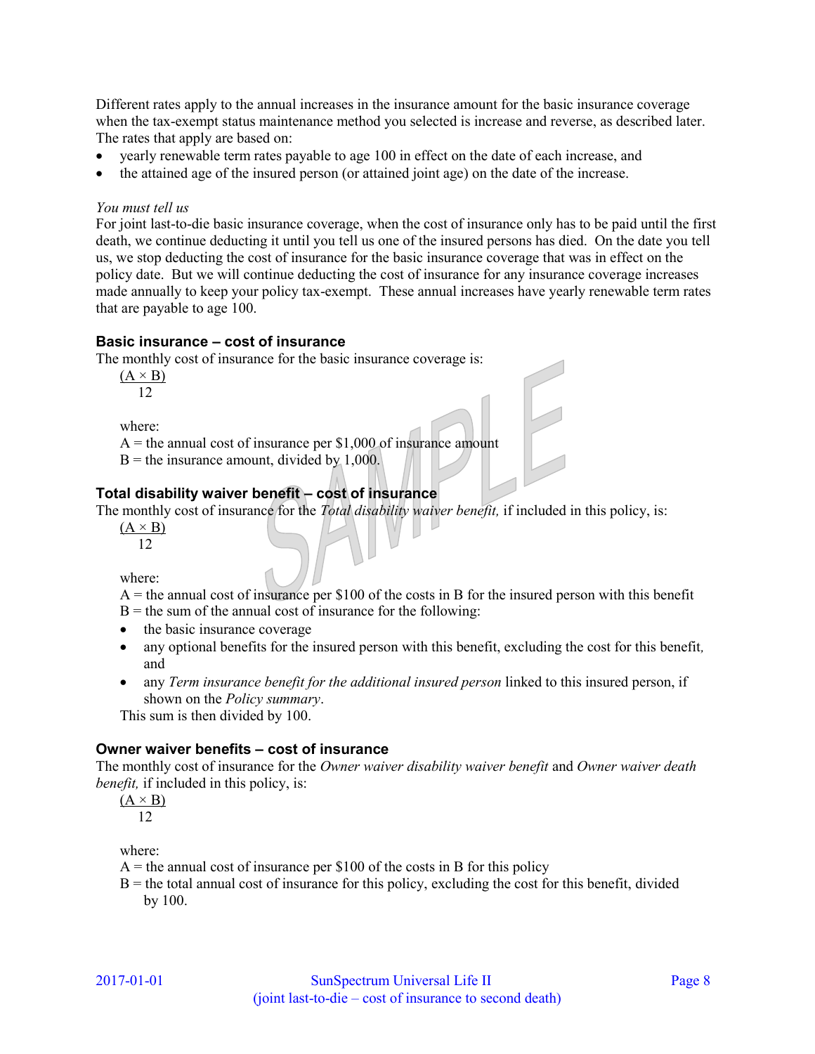Different rates apply to the annual increases in the insurance amount for the basic insurance coverage when the tax-exempt status maintenance method you selected is increase and reverse, as described later. The rates that apply are based on:

- yearly renewable term rates payable to age 100 in effect on the date of each increase, and
- the attained age of the insured person (or attained joint age) on the date of the increase.

*You must tell us*

For joint last-to-die basic insurance coverage, when the cost of insurance only has to be paid until the first death, we continue deducting it until you tell us one of the insured persons has died. On the date you tell us, we stop deducting the cost of insurance for the basic insurance coverage that was in effect on the policy date. But we will continue deducting the cost of insurance for any insurance coverage increases made annually to keep your policy tax-exempt. These annual increases have yearly renewable term rates that are payable to age 100.

### Basic insurance – cost of insurance

The monthly cost of insurance for the basic insurance coverage is:

$$\frac{(A \times B)}{12}$$

where:
A = the annual cost of insurance per $1,000 of insurance amount
B = the insurance amount, divided by 1,000.

### Total disability waiver benefit – cost of insurance

The monthly cost of insurance for the *Total disability waiver benefit,* if included in this policy, is:

$$\frac{(A \times B)}{12}$$

where:
A = the annual cost of insurance per $100 of the costs in B for the insured person with this benefit
B = the sum of the annual cost of insurance for the following:

- the basic insurance coverage
- any optional benefits for the insured person with this benefit, excluding the cost for this benefit, and
- any *Term insurance benefit for the additional insured person* linked to this insured person, if shown on the *Policy summary*.

This sum is then divided by 100.

### Owner waiver benefits – cost of insurance

The monthly cost of insurance for the *Owner waiver disability waiver benefit* and *Owner waiver death benefit,* if included in this policy, is:

$$\frac{(A \times B)}{12}$$

where:
A = the annual cost of insurance per $100 of the costs in B for this policy
B = the total annual cost of insurance for this policy, excluding the cost for this benefit, divided by 100.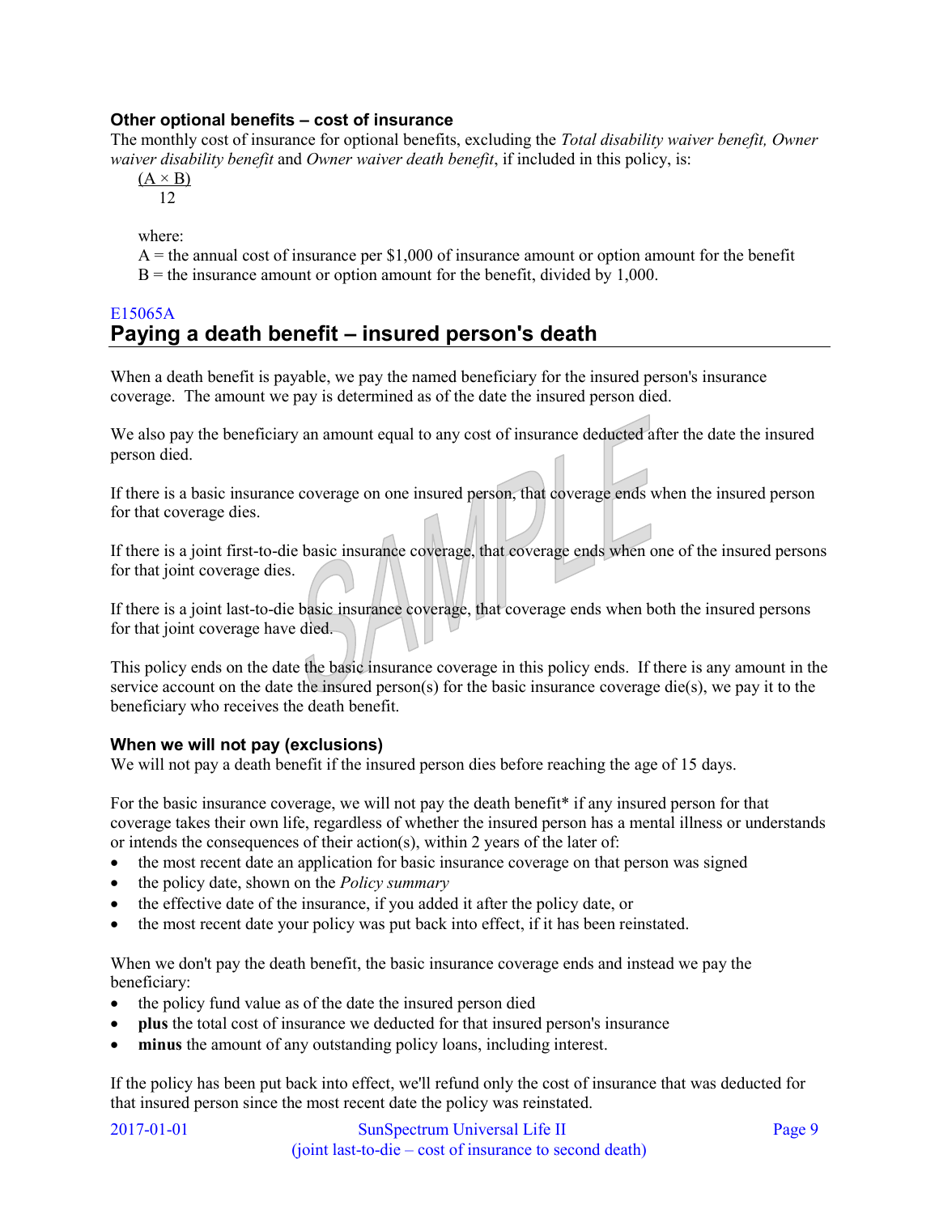### Other optional benefits – cost of insurance

The monthly cost of insurance for optional benefits, excluding the *Total disability waiver benefit, Owner waiver disability benefit* and *Owner waiver death benefit*, if included in this policy, is:

$$\frac{(A \times B)}{12}$$

where:

A = the annual cost of insurance per $1,000 of insurance amount or option amount for the benefit
B = the insurance amount or option amount for the benefit, divided by 1,000.

E15065A

## Paying a death benefit – insured person's death

When a death benefit is payable, we pay the named beneficiary for the insured person's insurance coverage. The amount we pay is determined as of the date the insured person died.

We also pay the beneficiary an amount equal to any cost of insurance deducted after the date the insured person died.

If there is a basic insurance coverage on one insured person, that coverage ends when the insured person for that coverage dies.

If there is a joint first-to-die basic insurance coverage, that coverage ends when one of the insured persons for that joint coverage dies.

If there is a joint last-to-die basic insurance coverage, that coverage ends when both the insured persons for that joint coverage have died.

This policy ends on the date the basic insurance coverage in this policy ends. If there is any amount in the service account on the date the insured person(s) for the basic insurance coverage die(s), we pay it to the beneficiary who receives the death benefit.

### When we will not pay (exclusions)

We will not pay a death benefit if the insured person dies before reaching the age of 15 days.

For the basic insurance coverage, we will not pay the death benefit* if any insured person for that coverage takes their own life, regardless of whether the insured person has a mental illness or understands or intends the consequences of their action(s), within 2 years of the later of:

- the most recent date an application for basic insurance coverage on that person was signed
- the policy date, shown on the *Policy summary*
- the effective date of the insurance, if you added it after the policy date, or
- the most recent date your policy was put back into effect, if it has been reinstated.

When we don't pay the death benefit, the basic insurance coverage ends and instead we pay the beneficiary:

- the policy fund value as of the date the insured person died
- **plus** the total cost of insurance we deducted for that insured person's insurance
- **minus** the amount of any outstanding policy loans, including interest.

If the policy has been put back into effect, we'll refund only the cost of insurance that was deducted for that insured person since the most recent date the policy was reinstated.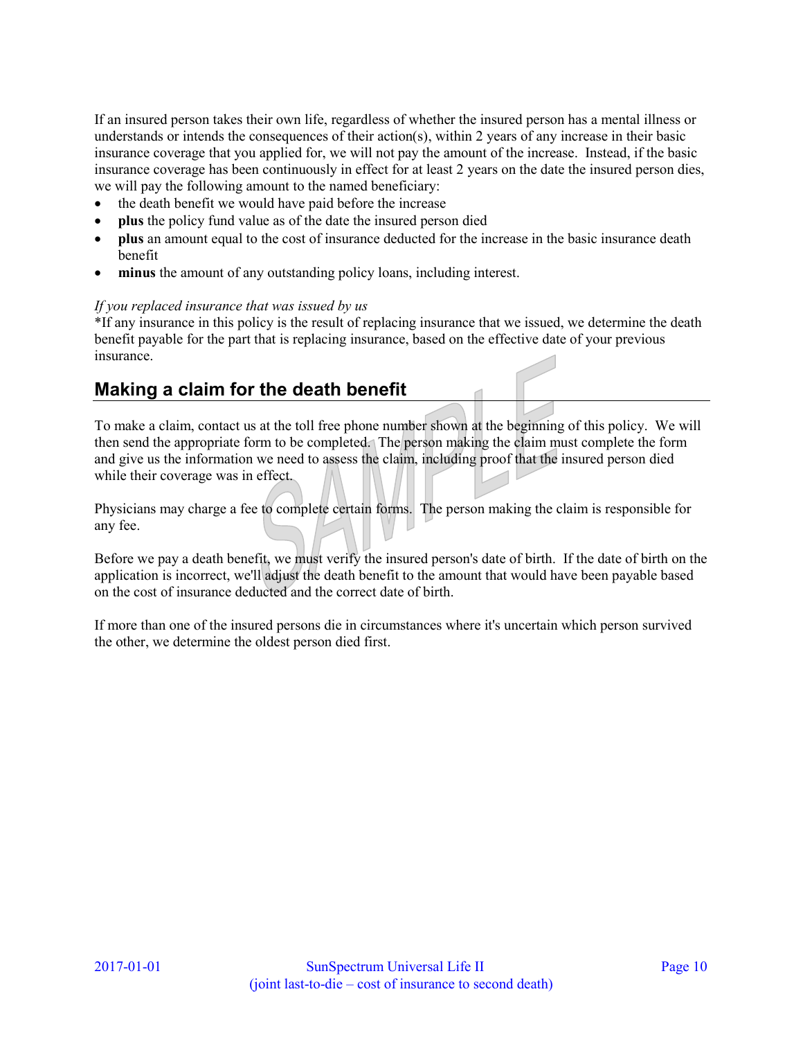If an insured person takes their own life, regardless of whether the insured person has a mental illness or understands or intends the consequences of their action(s), within 2 years of any increase in their basic insurance coverage that you applied for, we will not pay the amount of the increase. Instead, if the basic insurance coverage has been continuously in effect for at least 2 years on the date the insured person dies, we will pay the following amount to the named beneficiary:

- the death benefit we would have paid before the increase
- **plus** the policy fund value as of the date the insured person died
- **plus** an amount equal to the cost of insurance deducted for the increase in the basic insurance death benefit
- **minus** the amount of any outstanding policy loans, including interest.

*If you replaced insurance that was issued by us*

*If any insurance in this policy is the result of replacing insurance that we issued, we determine the death benefit payable for the part that is replacing insurance, based on the effective date of your previous insurance.

## Making a claim for the death benefit

To make a claim, contact us at the toll free phone number shown at the beginning of this policy. We will then send the appropriate form to be completed. The person making the claim must complete the form and give us the information we need to assess the claim, including proof that the insured person died while their coverage was in effect.

Physicians may charge a fee to complete certain forms. The person making the claim is responsible for any fee.

Before we pay a death benefit, we must verify the insured person's date of birth. If the date of birth on the application is incorrect, we'll adjust the death benefit to the amount that would have been payable based on the cost of insurance deducted and the correct date of birth.

If more than one of the insured persons die in circumstances where it's uncertain which person survived the other, we determine the oldest person died first.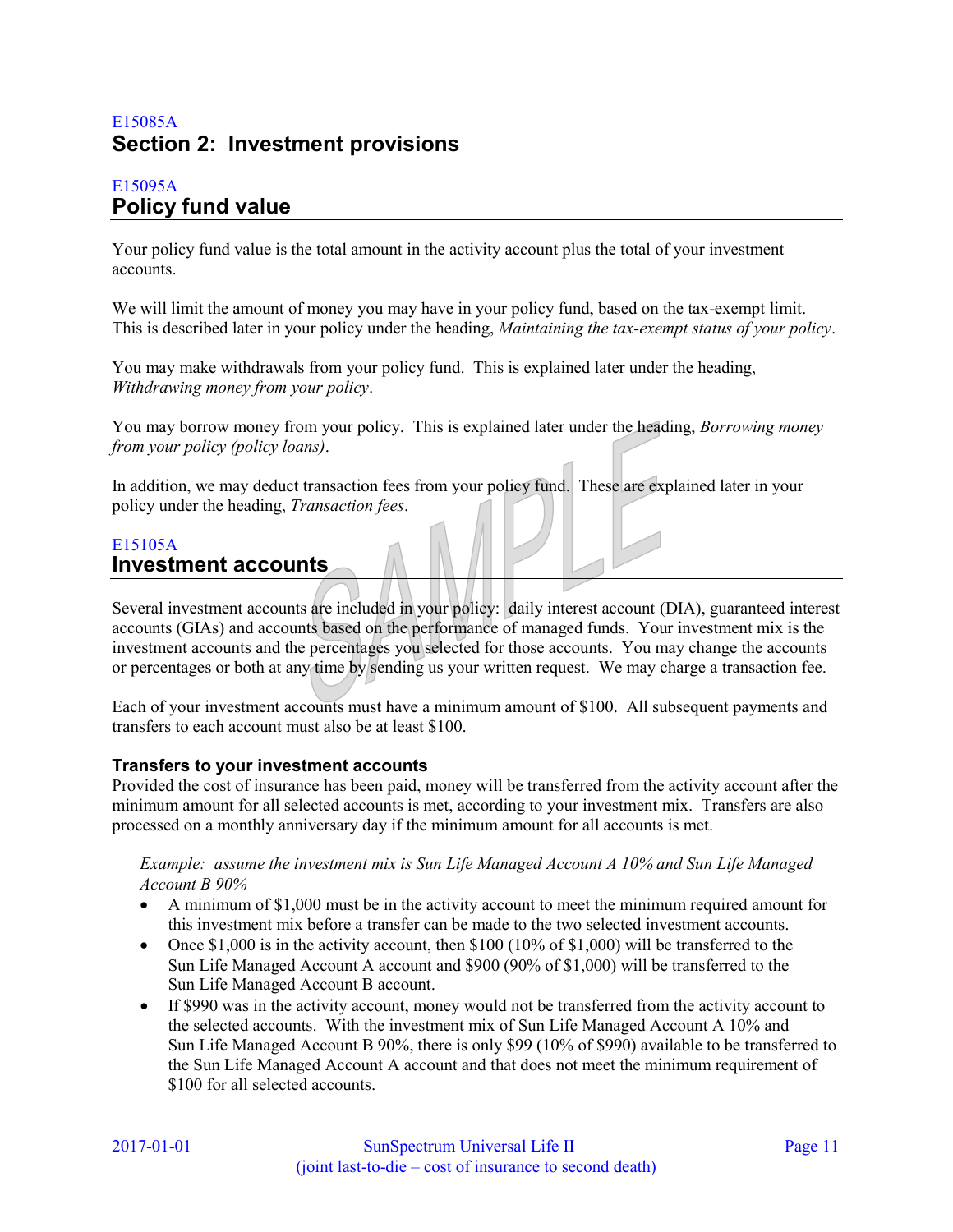E15085A

# Section 2: Investment provisions

E15095A

## Policy fund value

Your policy fund value is the total amount in the activity account plus the total of your investment accounts.

We will limit the amount of money you may have in your policy fund, based on the tax-exempt limit. This is described later in your policy under the heading, *Maintaining the tax-exempt status of your policy*.

You may make withdrawals from your policy fund. This is explained later under the heading, *Withdrawing money from your policy*.

You may borrow money from your policy. This is explained later under the heading, *Borrowing money from your policy (policy loans)*.

In addition, we may deduct transaction fees from your policy fund. These are explained later in your policy under the heading, *Transaction fees*.

E15105A

## Investment accounts

Several investment accounts are included in your policy: daily interest account (DIA), guaranteed interest accounts (GIAs) and accounts based on the performance of managed funds. Your investment mix is the investment accounts and the percentages you selected for those accounts. You may change the accounts or percentages or both at any time by sending us your written request. We may charge a transaction fee.

Each of your investment accounts must have a minimum amount of $100. All subsequent payments and transfers to each account must also be at least $100.

### Transfers to your investment accounts

Provided the cost of insurance has been paid, money will be transferred from the activity account after the minimum amount for all selected accounts is met, according to your investment mix. Transfers are also processed on a monthly anniversary day if the minimum amount for all accounts is met.

*Example: assume the investment mix is Sun Life Managed Account A 10% and Sun Life Managed Account B 90%*

- A minimum of $1,000 must be in the activity account to meet the minimum required amount for this investment mix before a transfer can be made to the two selected investment accounts.
- Once $1,000 is in the activity account, then $100 (10% of $1,000) will be transferred to the Sun Life Managed Account A account and $900 (90% of $1,000) will be transferred to the Sun Life Managed Account B account.
- If $990 was in the activity account, money would not be transferred from the activity account to the selected accounts. With the investment mix of Sun Life Managed Account A 10% and Sun Life Managed Account B 90%, there is only $99 (10% of $990) available to be transferred to the Sun Life Managed Account A account and that does not meet the minimum requirement of $100 for all selected accounts.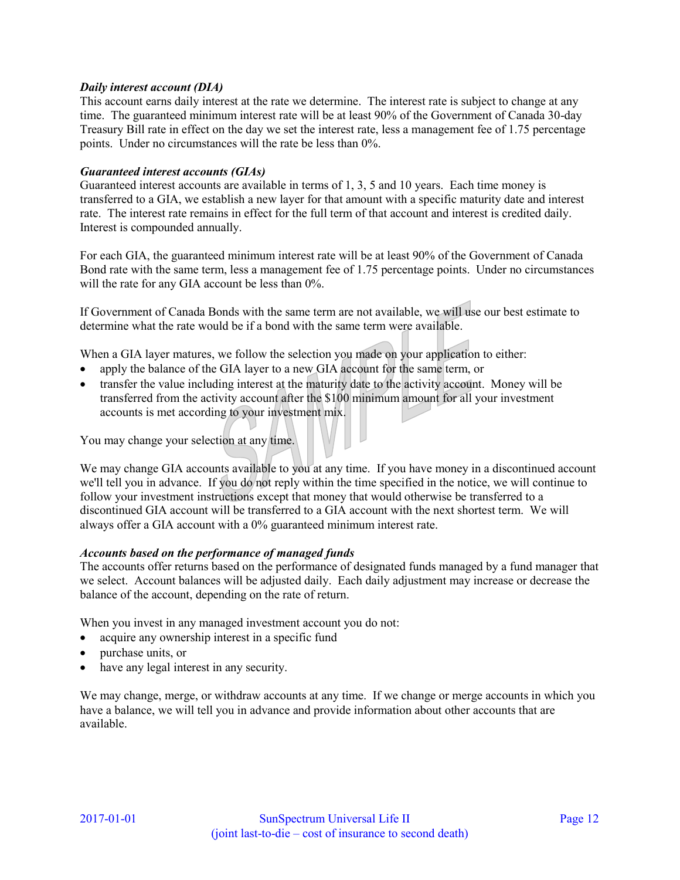***Daily interest account (DIA)***

This account earns daily interest at the rate we determine. The interest rate is subject to change at any time. The guaranteed minimum interest rate will be at least 90% of the Government of Canada 30-day Treasury Bill rate in effect on the day we set the interest rate, less a management fee of 1.75 percentage points. Under no circumstances will the rate be less than 0%.

***Guaranteed interest accounts (GIAs)***

Guaranteed interest accounts are available in terms of 1, 3, 5 and 10 years. Each time money is transferred to a GIA, we establish a new layer for that amount with a specific maturity date and interest rate. The interest rate remains in effect for the full term of that account and interest is credited daily. Interest is compounded annually.

For each GIA, the guaranteed minimum interest rate will be at least 90% of the Government of Canada Bond rate with the same term, less a management fee of 1.75 percentage points. Under no circumstances will the rate for any GIA account be less than 0%.

If Government of Canada Bonds with the same term are not available, we will use our best estimate to determine what the rate would be if a bond with the same term were available.

When a GIA layer matures, we follow the selection you made on your application to either:

- apply the balance of the GIA layer to a new GIA account for the same term, or
- transfer the value including interest at the maturity date to the activity account. Money will be transferred from the activity account after the $100 minimum amount for all your investment accounts is met according to your investment mix.

You may change your selection at any time.

We may change GIA accounts available to you at any time. If you have money in a discontinued account we'll tell you in advance. If you do not reply within the time specified in the notice, we will continue to follow your investment instructions except that money that would otherwise be transferred to a discontinued GIA account will be transferred to a GIA account with the next shortest term. We will always offer a GIA account with a 0% guaranteed minimum interest rate.

***Accounts based on the performance of managed funds***

The accounts offer returns based on the performance of designated funds managed by a fund manager that we select. Account balances will be adjusted daily. Each daily adjustment may increase or decrease the balance of the account, depending on the rate of return.

When you invest in any managed investment account you do not:

- acquire any ownership interest in a specific fund
- purchase units, or
- have any legal interest in any security.

We may change, merge, or withdraw accounts at any time. If we change or merge accounts in which you have a balance, we will tell you in advance and provide information about other accounts that are available.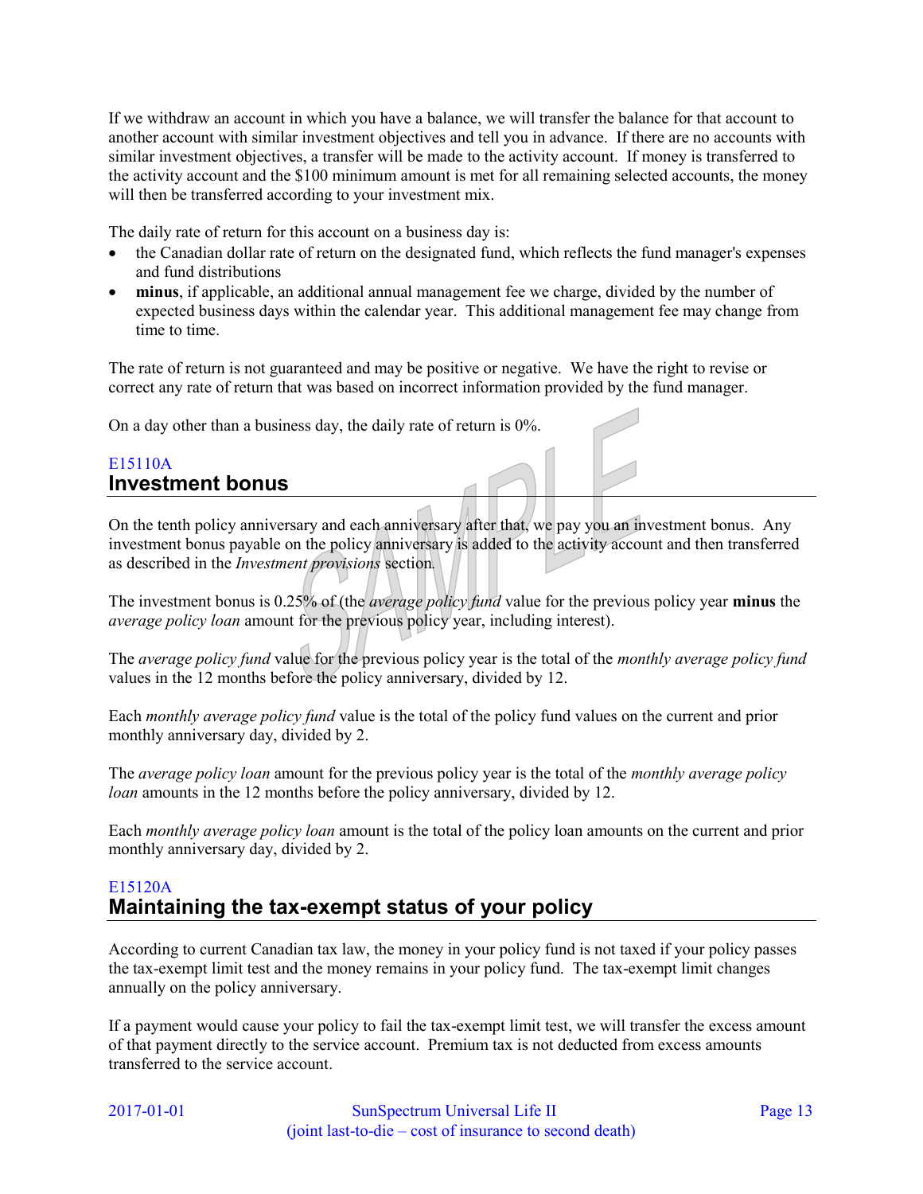If we withdraw an account in which you have a balance, we will transfer the balance for that account to another account with similar investment objectives and tell you in advance. If there are no accounts with similar investment objectives, a transfer will be made to the activity account. If money is transferred to the activity account and the $100 minimum amount is met for all remaining selected accounts, the money will then be transferred according to your investment mix.

The daily rate of return for this account on a business day is:

- the Canadian dollar rate of return on the designated fund, which reflects the fund manager's expenses and fund distributions
- **minus**, if applicable, an additional annual management fee we charge, divided by the number of expected business days within the calendar year. This additional management fee may change from time to time.

The rate of return is not guaranteed and may be positive or negative. We have the right to revise or correct any rate of return that was based on incorrect information provided by the fund manager.

On a day other than a business day, the daily rate of return is 0%.

E15110A

## Investment bonus

On the tenth policy anniversary and each anniversary after that, we pay you an investment bonus. Any investment bonus payable on the policy anniversary is added to the activity account and then transferred as described in the *Investment provisions* section.

The investment bonus is 0.25% of (the *average policy fund* value for the previous policy year **minus** the *average policy loan* amount for the previous policy year, including interest).

The *average policy fund* value for the previous policy year is the total of the *monthly average policy fund* values in the 12 months before the policy anniversary, divided by 12.

Each *monthly average policy fund* value is the total of the policy fund values on the current and prior monthly anniversary day, divided by 2.

The *average policy loan* amount for the previous policy year is the total of the *monthly average policy loan* amounts in the 12 months before the policy anniversary, divided by 12.

Each *monthly average policy loan* amount is the total of the policy loan amounts on the current and prior monthly anniversary day, divided by 2.

E15120A

## Maintaining the tax-exempt status of your policy

According to current Canadian tax law, the money in your policy fund is not taxed if your policy passes the tax-exempt limit test and the money remains in your policy fund. The tax-exempt limit changes annually on the policy anniversary.

If a payment would cause your policy to fail the tax-exempt limit test, we will transfer the excess amount of that payment directly to the service account. Premium tax is not deducted from excess amounts transferred to the service account.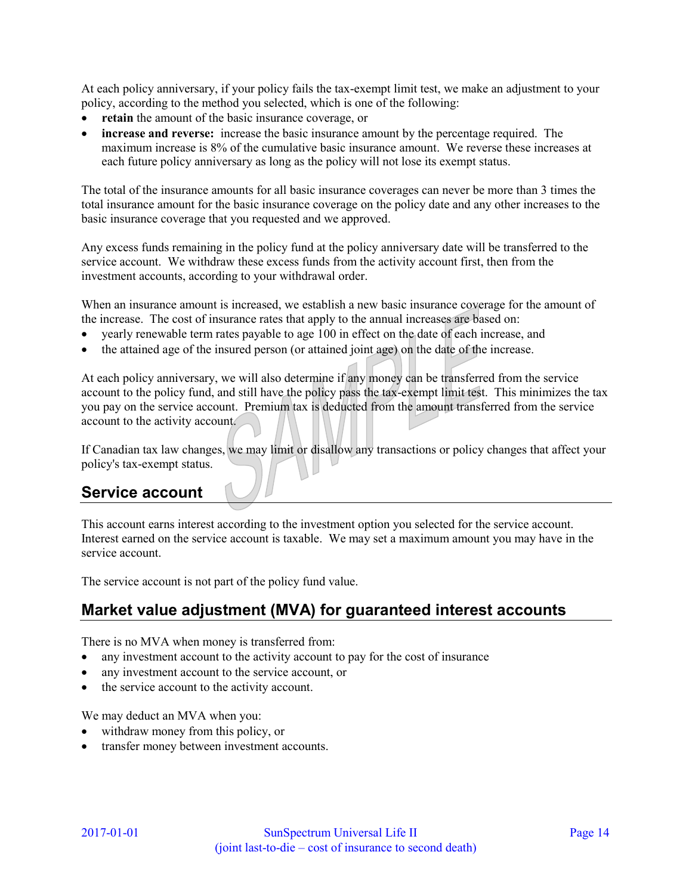At each policy anniversary, if your policy fails the tax-exempt limit test, we make an adjustment to your policy, according to the method you selected, which is one of the following:

- **retain** the amount of the basic insurance coverage, or
- **increase and reverse:** increase the basic insurance amount by the percentage required. The maximum increase is 8% of the cumulative basic insurance amount. We reverse these increases at each future policy anniversary as long as the policy will not lose its exempt status.

The total of the insurance amounts for all basic insurance coverages can never be more than 3 times the total insurance amount for the basic insurance coverage on the policy date and any other increases to the basic insurance coverage that you requested and we approved.

Any excess funds remaining in the policy fund at the policy anniversary date will be transferred to the service account. We withdraw these excess funds from the activity account first, then from the investment accounts, according to your withdrawal order.

When an insurance amount is increased, we establish a new basic insurance coverage for the amount of the increase. The cost of insurance rates that apply to the annual increases are based on:

- yearly renewable term rates payable to age 100 in effect on the date of each increase, and
- the attained age of the insured person (or attained joint age) on the date of the increase.

At each policy anniversary, we will also determine if any money can be transferred from the service account to the policy fund, and still have the policy pass the tax-exempt limit test. This minimizes the tax you pay on the service account. Premium tax is deducted from the amount transferred from the service account to the activity account.

If Canadian tax law changes, we may limit or disallow any transactions or policy changes that affect your policy's tax-exempt status.

## Service account

This account earns interest according to the investment option you selected for the service account. Interest earned on the service account is taxable. We may set a maximum amount you may have in the service account.

The service account is not part of the policy fund value.

## Market value adjustment (MVA) for guaranteed interest accounts

There is no MVA when money is transferred from:

- any investment account to the activity account to pay for the cost of insurance
- any investment account to the service account, or
- the service account to the activity account.

We may deduct an MVA when you:

- withdraw money from this policy, or
- transfer money between investment accounts.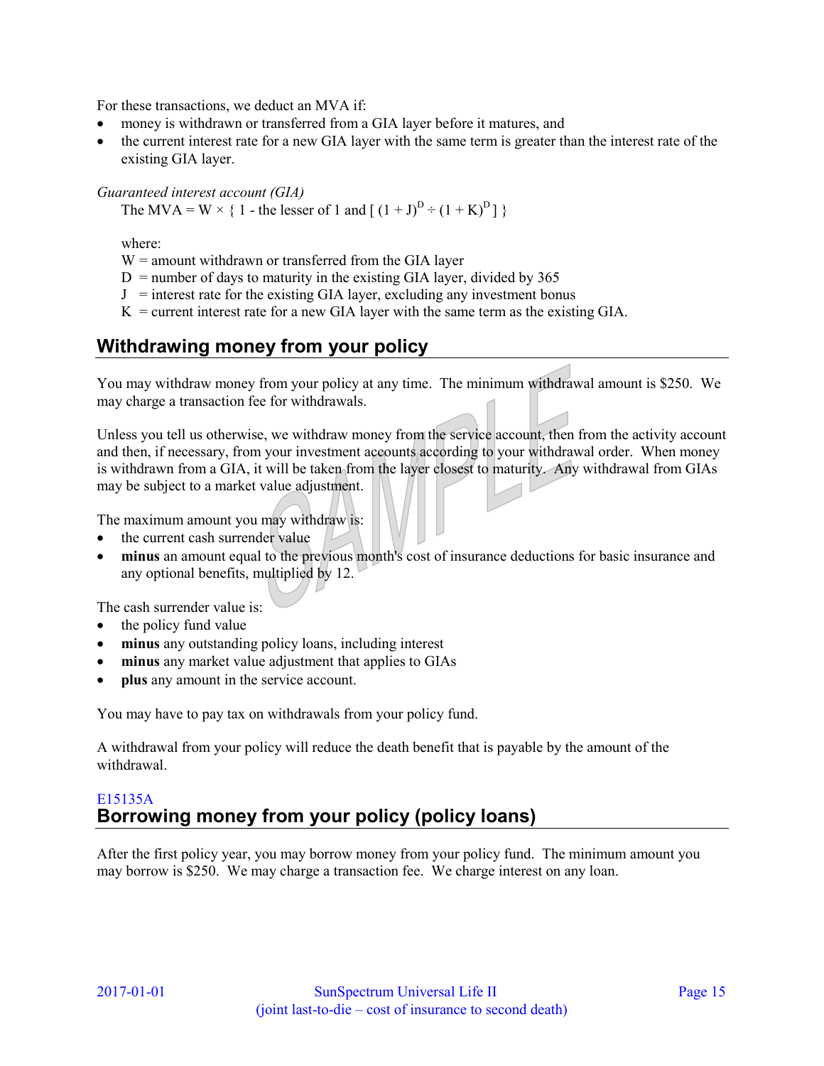For these transactions, we deduct an MVA if:

- money is withdrawn or transferred from a GIA layer before it matures, and
- the current interest rate for a new GIA layer with the same term is greater than the interest rate of the existing GIA layer.

*Guaranteed interest account (GIA)*

The MVA = W × { 1 - the lesser of 1 and [ $(1 + J)^D \div (1 + K)^D$ ] }

where:

W = amount withdrawn or transferred from the GIA layer
D = number of days to maturity in the existing GIA layer, divided by 365
J = interest rate for the existing GIA layer, excluding any investment bonus
K = current interest rate for a new GIA layer with the same term as the existing GIA.

## Withdrawing money from your policy

You may withdraw money from your policy at any time. The minimum withdrawal amount is $250. We may charge a transaction fee for withdrawals.

Unless you tell us otherwise, we withdraw money from the service account, then from the activity account and then, if necessary, from your investment accounts according to your withdrawal order. When money is withdrawn from a GIA, it will be taken from the layer closest to maturity. Any withdrawal from GIAs may be subject to a market value adjustment.

The maximum amount you may withdraw is:

- the current cash surrender value
- **minus** an amount equal to the previous month's cost of insurance deductions for basic insurance and any optional benefits, multiplied by 12.

The cash surrender value is:

- the policy fund value
- **minus** any outstanding policy loans, including interest
- **minus** any market value adjustment that applies to GIAs
- **plus** any amount in the service account.

You may have to pay tax on withdrawals from your policy fund.

A withdrawal from your policy will reduce the death benefit that is payable by the amount of the withdrawal.

E15135A

## Borrowing money from your policy (policy loans)

After the first policy year, you may borrow money from your policy fund. The minimum amount you may borrow is $250. We may charge a transaction fee. We charge interest on any loan.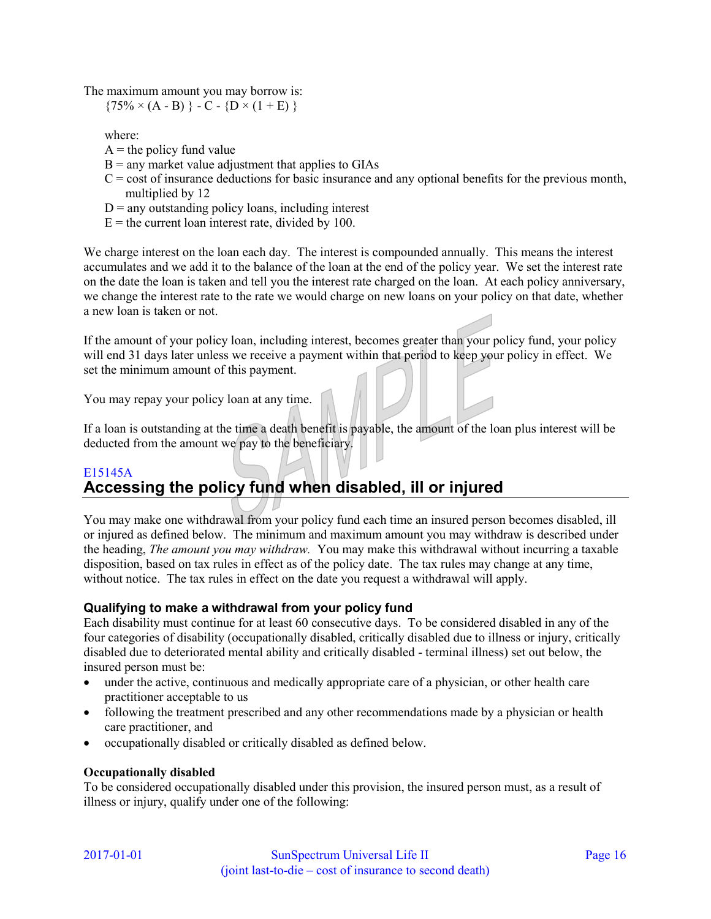The maximum amount you may borrow is:

$$\{75\% \times (A - B)\} - C - \{D \times (1 + E)\}$$

where:

A = the policy fund value
B = any market value adjustment that applies to GIAs
C = cost of insurance deductions for basic insurance and any optional benefits for the previous month, multiplied by 12
D = any outstanding policy loans, including interest
E = the current loan interest rate, divided by 100.

We charge interest on the loan each day. The interest is compounded annually. This means the interest accumulates and we add it to the balance of the loan at the end of the policy year. We set the interest rate on the date the loan is taken and tell you the interest rate charged on the loan. At each policy anniversary, we change the interest rate to the rate we would charge on new loans on your policy on that date, whether a new loan is taken or not.

If the amount of your policy loan, including interest, becomes greater than your policy fund, your policy will end 31 days later unless we receive a payment within that period to keep your policy in effect. We set the minimum amount of this payment.

You may repay your policy loan at any time.

If a loan is outstanding at the time a death benefit is payable, the amount of the loan plus interest will be deducted from the amount we pay to the beneficiary.

E15145A

## Accessing the policy fund when disabled, ill or injured

You may make one withdrawal from your policy fund each time an insured person becomes disabled, ill or injured as defined below. The minimum and maximum amount you may withdraw is described under the heading, *The amount you may withdraw.* You may make this withdrawal without incurring a taxable disposition, based on tax rules in effect as of the policy date. The tax rules may change at any time, without notice. The tax rules in effect on the date you request a withdrawal will apply.

### Qualifying to make a withdrawal from your policy fund

Each disability must continue for at least 60 consecutive days. To be considered disabled in any of the four categories of disability (occupationally disabled, critically disabled due to illness or injury, critically disabled due to deteriorated mental ability and critically disabled - terminal illness) set out below, the insured person must be:

- under the active, continuous and medically appropriate care of a physician, or other health care practitioner acceptable to us
- following the treatment prescribed and any other recommendations made by a physician or health care practitioner, and
- occupationally disabled or critically disabled as defined below.

**Occupationally disabled**

To be considered occupationally disabled under this provision, the insured person must, as a result of illness or injury, qualify under one of the following: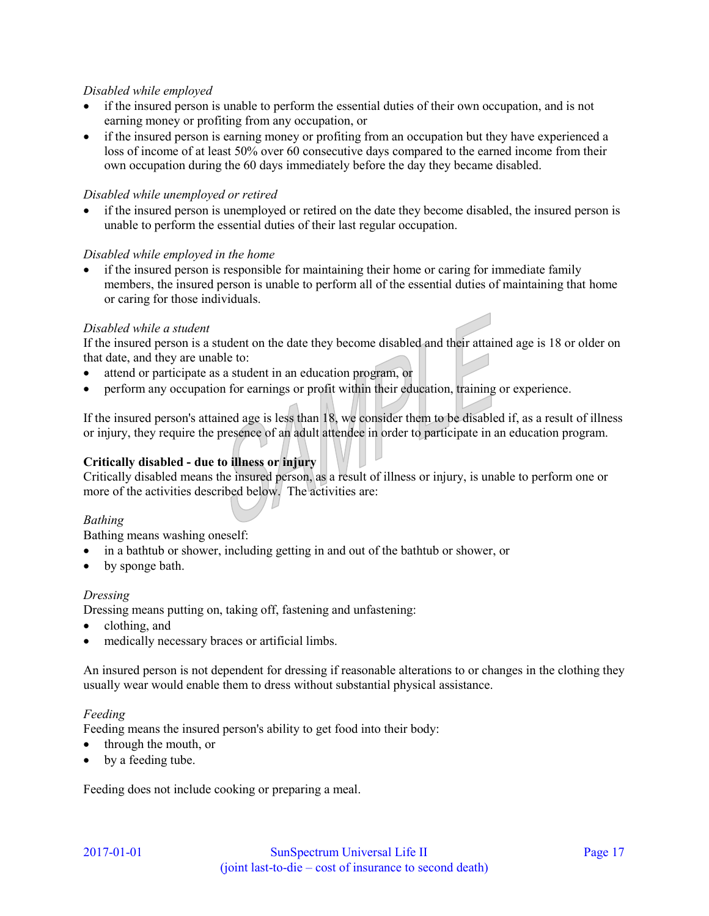*Disabled while employed*

- if the insured person is unable to perform the essential duties of their own occupation, and is not earning money or profiting from any occupation, or
- if the insured person is earning money or profiting from an occupation but they have experienced a loss of income of at least 50% over 60 consecutive days compared to the earned income from their own occupation during the 60 days immediately before the day they became disabled.

*Disabled while unemployed or retired*

- if the insured person is unemployed or retired on the date they become disabled, the insured person is unable to perform the essential duties of their last regular occupation.

*Disabled while employed in the home*

- if the insured person is responsible for maintaining their home or caring for immediate family members, the insured person is unable to perform all of the essential duties of maintaining that home or caring for those individuals.

*Disabled while a student*

If the insured person is a student on the date they become disabled and their attained age is 18 or older on that date, and they are unable to:

- attend or participate as a student in an education program, or
- perform any occupation for earnings or profit within their education, training or experience.

If the insured person's attained age is less than 18, we consider them to be disabled if, as a result of illness or injury, they require the presence of an adult attendee in order to participate in an education program.

**Critically disabled - due to illness or injury**

Critically disabled means the insured person, as a result of illness or injury, is unable to perform one or more of the activities described below. The activities are:

*Bathing*

Bathing means washing oneself:

- in a bathtub or shower, including getting in and out of the bathtub or shower, or
- by sponge bath.

*Dressing*

Dressing means putting on, taking off, fastening and unfastening:

- clothing, and
- medically necessary braces or artificial limbs.

An insured person is not dependent for dressing if reasonable alterations to or changes in the clothing they usually wear would enable them to dress without substantial physical assistance.

*Feeding*

Feeding means the insured person's ability to get food into their body:

- through the mouth, or
- by a feeding tube.

Feeding does not include cooking or preparing a meal.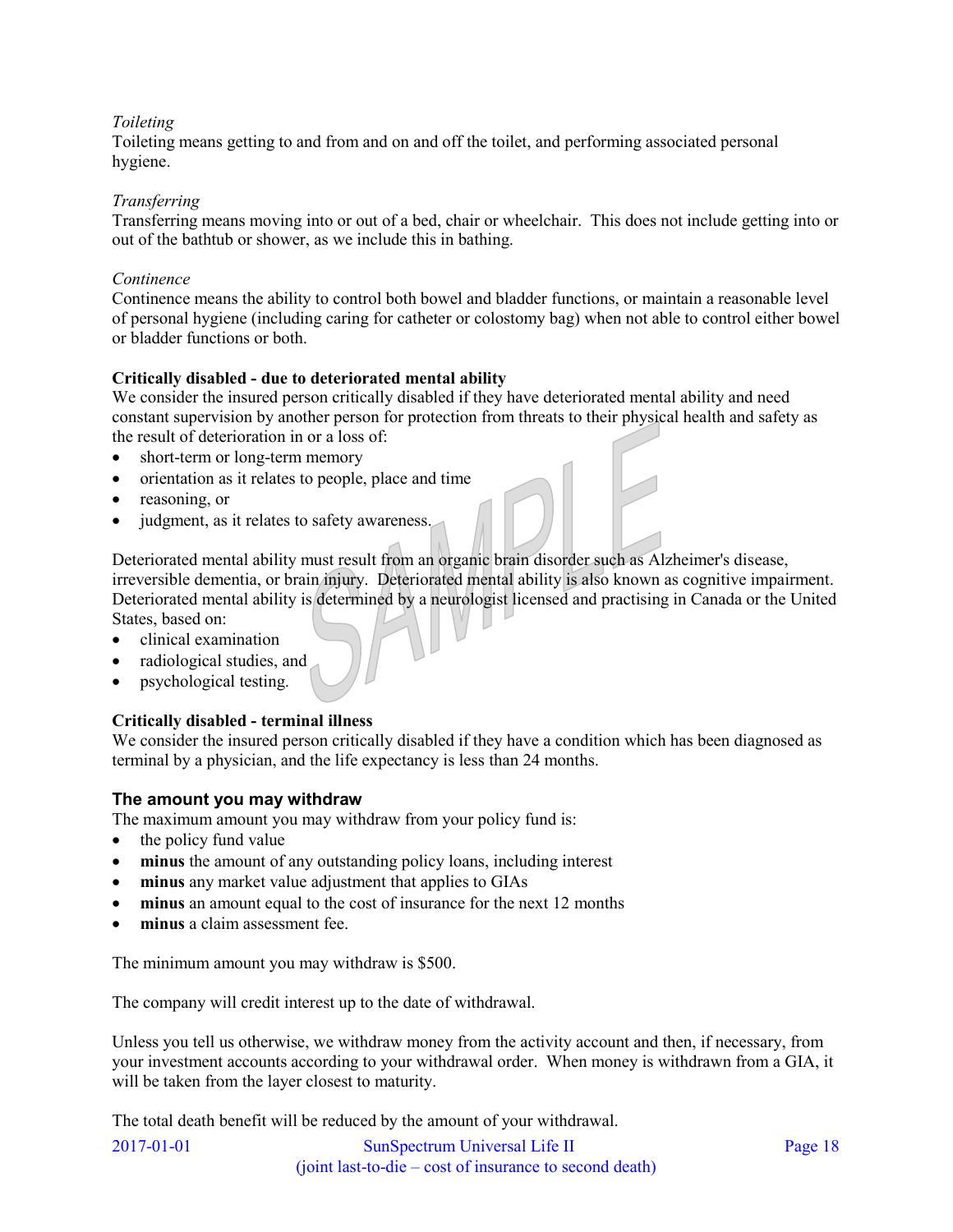*Toileting*
Toileting means getting to and from and on and off the toilet, and performing associated personal hygiene.

*Transferring*
Transferring means moving into or out of a bed, chair or wheelchair. This does not include getting into or out of the bathtub or shower, as we include this in bathing.

*Continence*
Continence means the ability to control both bowel and bladder functions, or maintain a reasonable level of personal hygiene (including caring for catheter or colostomy bag) when not able to control either bowel or bladder functions or both.

**Critically disabled - due to deteriorated mental ability**
We consider the insured person critically disabled if they have deteriorated mental ability and need constant supervision by another person for protection from threats to their physical health and safety as the result of deterioration in or a loss of:

- short-term or long-term memory
- orientation as it relates to people, place and time
- reasoning, or
- judgment, as it relates to safety awareness.

Deteriorated mental ability must result from an organic brain disorder such as Alzheimer's disease, irreversible dementia, or brain injury. Deteriorated mental ability is also known as cognitive impairment. Deteriorated mental ability is determined by a neurologist licensed and practising in Canada or the United States, based on:

- clinical examination
- radiological studies, and
- psychological testing.

**Critically disabled - terminal illness**
We consider the insured person critically disabled if they have a condition which has been diagnosed as terminal by a physician, and the life expectancy is less than 24 months.

## The amount you may withdraw

The maximum amount you may withdraw from your policy fund is:

- the policy fund value
- **minus** the amount of any outstanding policy loans, including interest
- **minus** any market value adjustment that applies to GIAs
- **minus** an amount equal to the cost of insurance for the next 12 months
- **minus** a claim assessment fee.

The minimum amount you may withdraw is $500.

The company will credit interest up to the date of withdrawal.

Unless you tell us otherwise, we withdraw money from the activity account and then, if necessary, from your investment accounts according to your withdrawal order. When money is withdrawn from a GIA, it will be taken from the layer closest to maturity.

The total death benefit will be reduced by the amount of your withdrawal.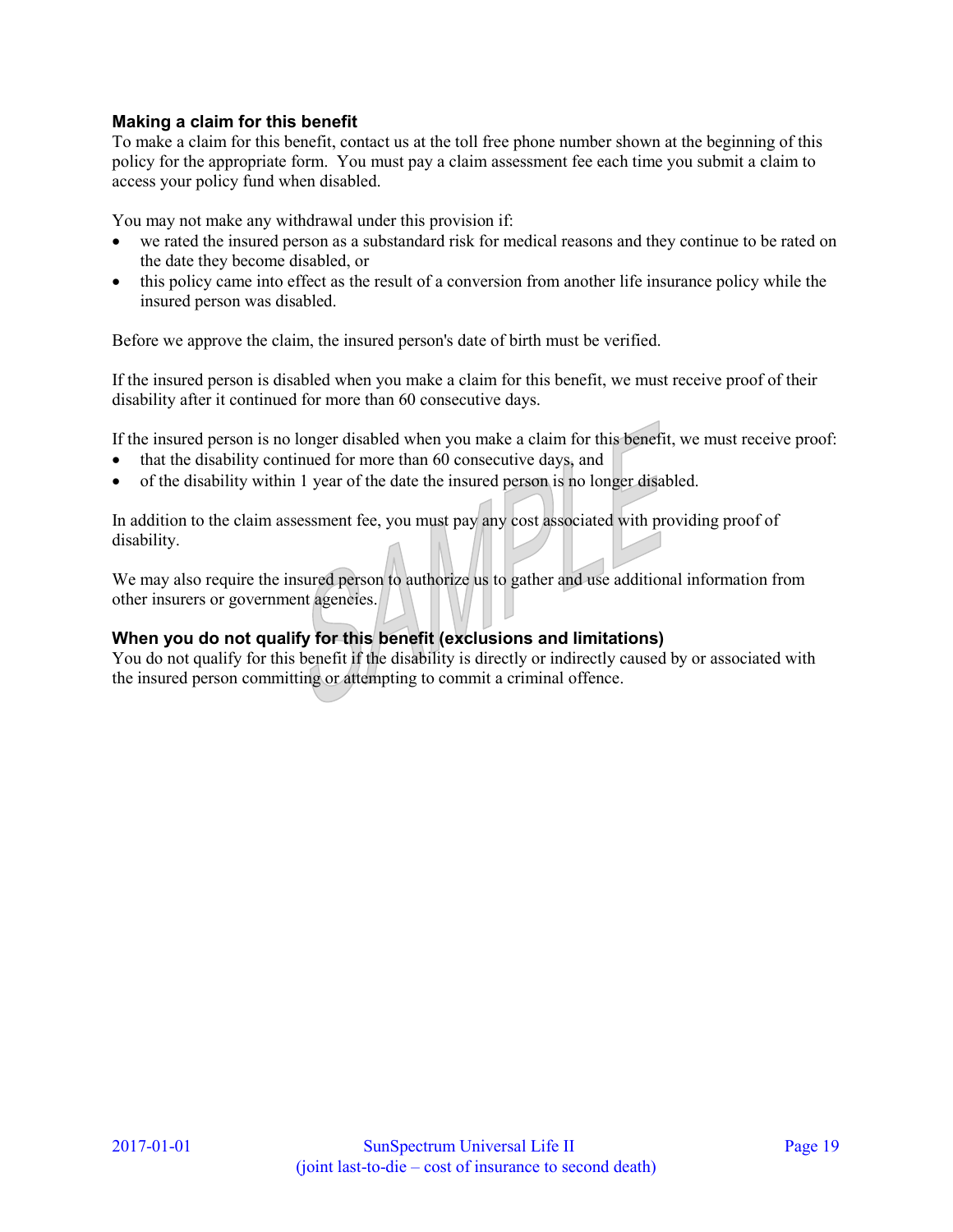### Making a claim for this benefit

To make a claim for this benefit, contact us at the toll free phone number shown at the beginning of this policy for the appropriate form. You must pay a claim assessment fee each time you submit a claim to access your policy fund when disabled.

You may not make any withdrawal under this provision if:

- we rated the insured person as a substandard risk for medical reasons and they continue to be rated on the date they become disabled, or
- this policy came into effect as the result of a conversion from another life insurance policy while the insured person was disabled.

Before we approve the claim, the insured person's date of birth must be verified.

If the insured person is disabled when you make a claim for this benefit, we must receive proof of their disability after it continued for more than 60 consecutive days.

If the insured person is no longer disabled when you make a claim for this benefit, we must receive proof:

- that the disability continued for more than 60 consecutive days, and
- of the disability within 1 year of the date the insured person is no longer disabled.

In addition to the claim assessment fee, you must pay any cost associated with providing proof of disability.

We may also require the insured person to authorize us to gather and use additional information from other insurers or government agencies.

### When you do not qualify for this benefit (exclusions and limitations)

You do not qualify for this benefit if the disability is directly or indirectly caused by or associated with the insured person committing or attempting to commit a criminal offence.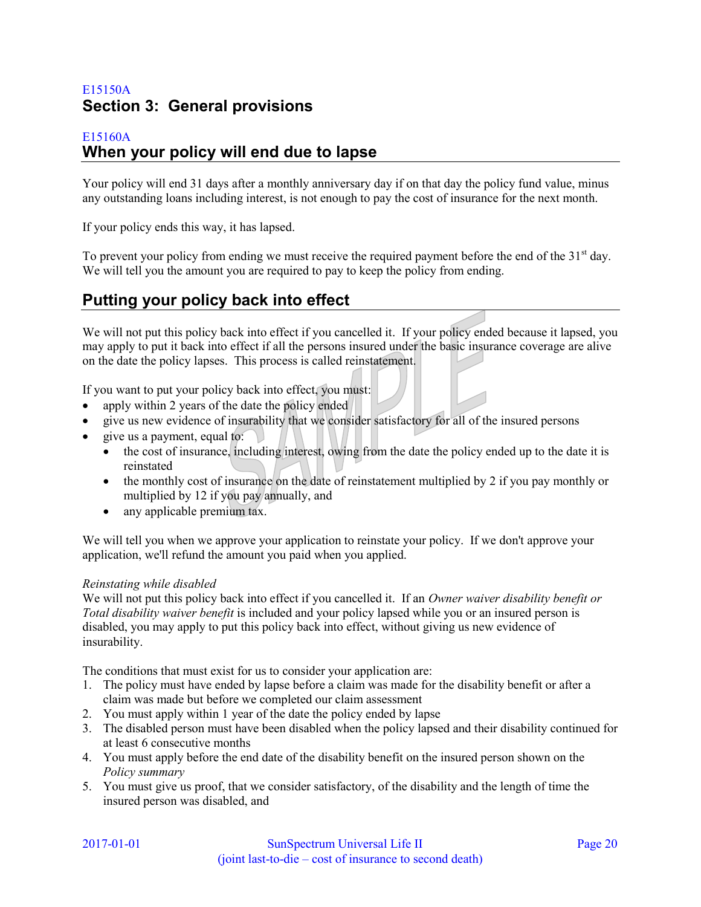E15150A

# Section 3: General provisions

E15160A

## When your policy will end due to lapse

Your policy will end 31 days after a monthly anniversary day if on that day the policy fund value, minus any outstanding loans including interest, is not enough to pay the cost of insurance for the next month.

If your policy ends this way, it has lapsed.

To prevent your policy from ending we must receive the required payment before the end of the 31st day. We will tell you the amount you are required to pay to keep the policy from ending.

## Putting your policy back into effect

We will not put this policy back into effect if you cancelled it. If your policy ended because it lapsed, you may apply to put it back into effect if all the persons insured under the basic insurance coverage are alive on the date the policy lapses. This process is called reinstatement.

If you want to put your policy back into effect, you must:

- apply within 2 years of the date the policy ended
- give us new evidence of insurability that we consider satisfactory for all of the insured persons
- give us a payment, equal to:
  - the cost of insurance, including interest, owing from the date the policy ended up to the date it is reinstated
  - the monthly cost of insurance on the date of reinstatement multiplied by 2 if you pay monthly or multiplied by 12 if you pay annually, and
  - any applicable premium tax.

We will tell you when we approve your application to reinstate your policy. If we don't approve your application, we'll refund the amount you paid when you applied.

*Reinstating while disabled*

We will not put this policy back into effect if you cancelled it. If an *Owner waiver disability benefit or Total disability waiver benefit* is included and your policy lapsed while you or an insured person is disabled, you may apply to put this policy back into effect, without giving us new evidence of insurability.

The conditions that must exist for us to consider your application are:

1. The policy must have ended by lapse before a claim was made for the disability benefit or after a claim was made but before we completed our claim assessment
2. You must apply within 1 year of the date the policy ended by lapse
3. The disabled person must have been disabled when the policy lapsed and their disability continued for at least 6 consecutive months
4. You must apply before the end date of the disability benefit on the insured person shown on the *Policy summary*
5. You must give us proof, that we consider satisfactory, of the disability and the length of time the insured person was disabled, and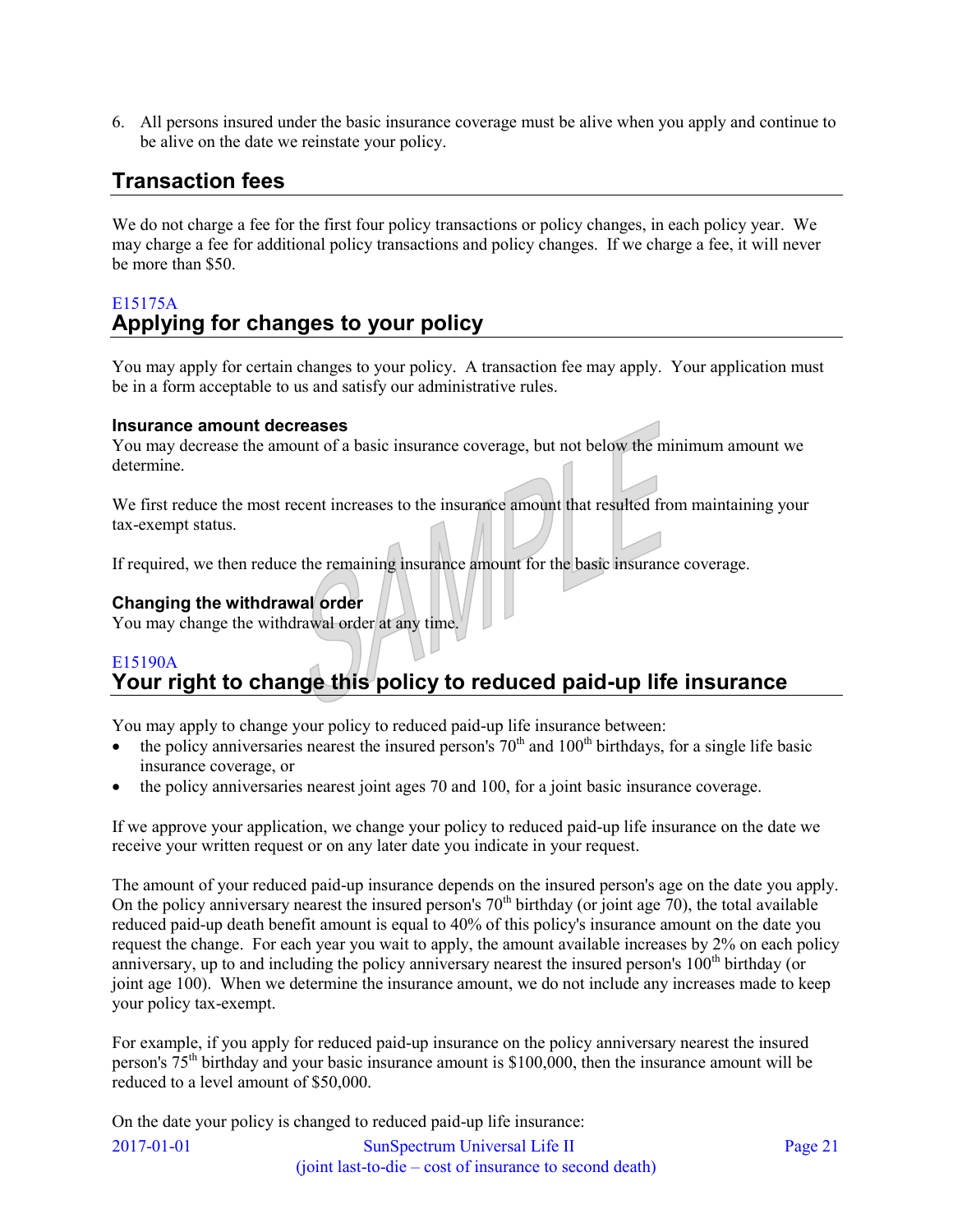6. All persons insured under the basic insurance coverage must be alive when you apply and continue to be alive on the date we reinstate your policy.

## Transaction fees

We do not charge a fee for the first four policy transactions or policy changes, in each policy year. We may charge a fee for additional policy transactions and policy changes. If we charge a fee, it will never be more than $50.

E15175A

## Applying for changes to your policy

You may apply for certain changes to your policy. A transaction fee may apply. Your application must be in a form acceptable to us and satisfy our administrative rules.

### Insurance amount decreases

You may decrease the amount of a basic insurance coverage, but not below the minimum amount we determine.

We first reduce the most recent increases to the insurance amount that resulted from maintaining your tax-exempt status.

If required, we then reduce the remaining insurance amount for the basic insurance coverage.

### Changing the withdrawal order

You may change the withdrawal order at any time.

E15190A

## Your right to change this policy to reduced paid-up life insurance

You may apply to change your policy to reduced paid-up life insurance between:

- the policy anniversaries nearest the insured person's 70th and 100th birthdays, for a single life basic insurance coverage, or
- the policy anniversaries nearest joint ages 70 and 100, for a joint basic insurance coverage.

If we approve your application, we change your policy to reduced paid-up life insurance on the date we receive your written request or on any later date you indicate in your request.

The amount of your reduced paid-up insurance depends on the insured person's age on the date you apply. On the policy anniversary nearest the insured person's 70th birthday (or joint age 70), the total available reduced paid-up death benefit amount is equal to 40% of this policy's insurance amount on the date you request the change. For each year you wait to apply, the amount available increases by 2% on each policy anniversary, up to and including the policy anniversary nearest the insured person's 100th birthday (or joint age 100). When we determine the insurance amount, we do not include any increases made to keep your policy tax-exempt.

For example, if you apply for reduced paid-up insurance on the policy anniversary nearest the insured person's 75th birthday and your basic insurance amount is $100,000, then the insurance amount will be reduced to a level amount of $50,000.

On the date your policy is changed to reduced paid-up life insurance: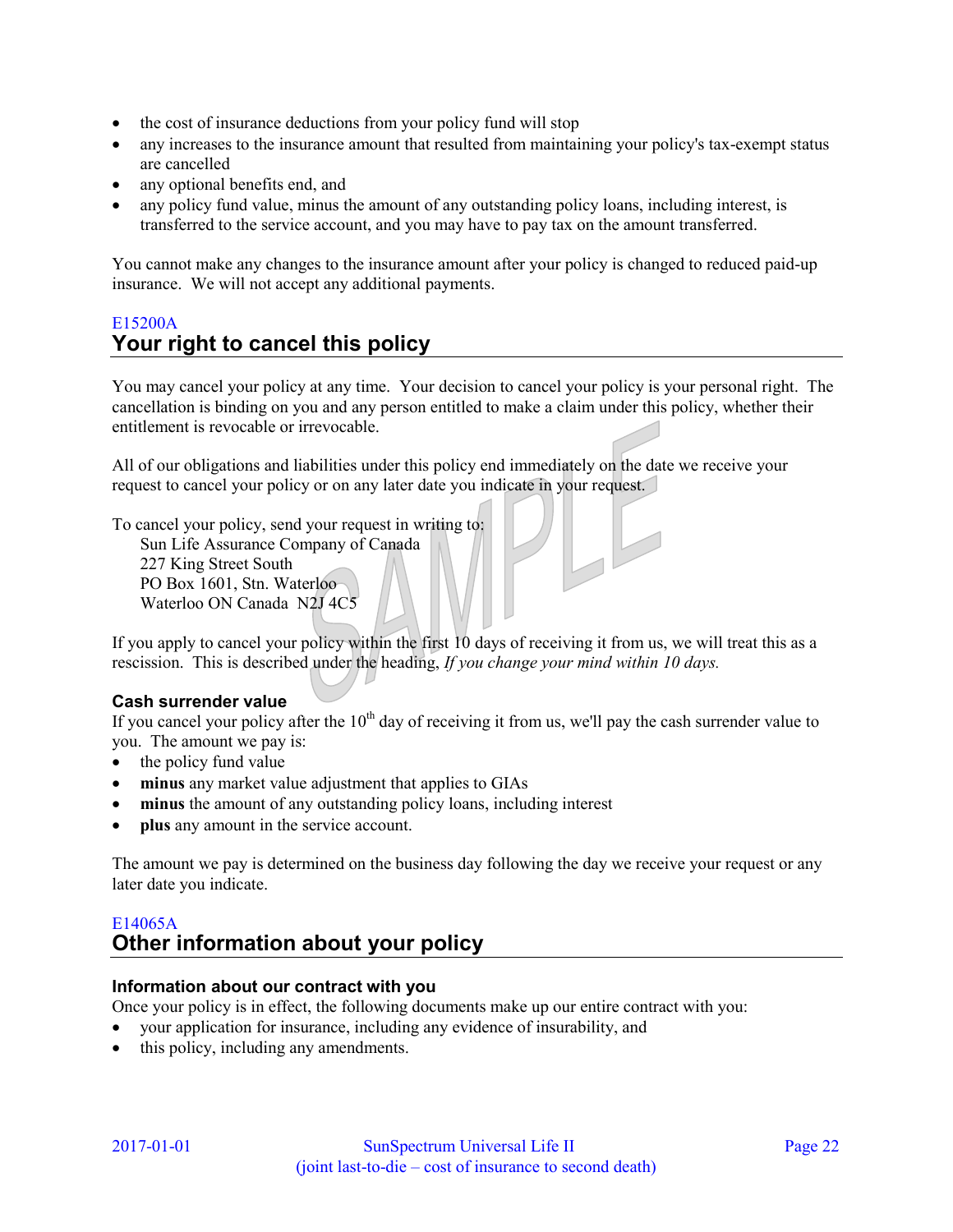- the cost of insurance deductions from your policy fund will stop
- any increases to the insurance amount that resulted from maintaining your policy's tax-exempt status are cancelled
- any optional benefits end, and
- any policy fund value, minus the amount of any outstanding policy loans, including interest, is transferred to the service account, and you may have to pay tax on the amount transferred.

You cannot make any changes to the insurance amount after your policy is changed to reduced paid-up insurance. We will not accept any additional payments.

E15200A

## Your right to cancel this policy

You may cancel your policy at any time. Your decision to cancel your policy is your personal right. The cancellation is binding on you and any person entitled to make a claim under this policy, whether their entitlement is revocable or irrevocable.

All of our obligations and liabilities under this policy end immediately on the date we receive your request to cancel your policy or on any later date you indicate in your request.

To cancel your policy, send your request in writing to:

Sun Life Assurance Company of Canada
227 King Street South
PO Box 1601, Stn. Waterloo
Waterloo ON Canada N2J 4C5

If you apply to cancel your policy within the first 10 days of receiving it from us, we will treat this as a rescission. This is described under the heading, *If you change your mind within 10 days.*

### Cash surrender value

If you cancel your policy after the 10th day of receiving it from us, we'll pay the cash surrender value to you. The amount we pay is:

- the policy fund value
- **minus** any market value adjustment that applies to GIAs
- **minus** the amount of any outstanding policy loans, including interest
- **plus** any amount in the service account.

The amount we pay is determined on the business day following the day we receive your request or any later date you indicate.

E14065A

## Other information about your policy

### Information about our contract with you

Once your policy is in effect, the following documents make up our entire contract with you:

- your application for insurance, including any evidence of insurability, and
- this policy, including any amendments.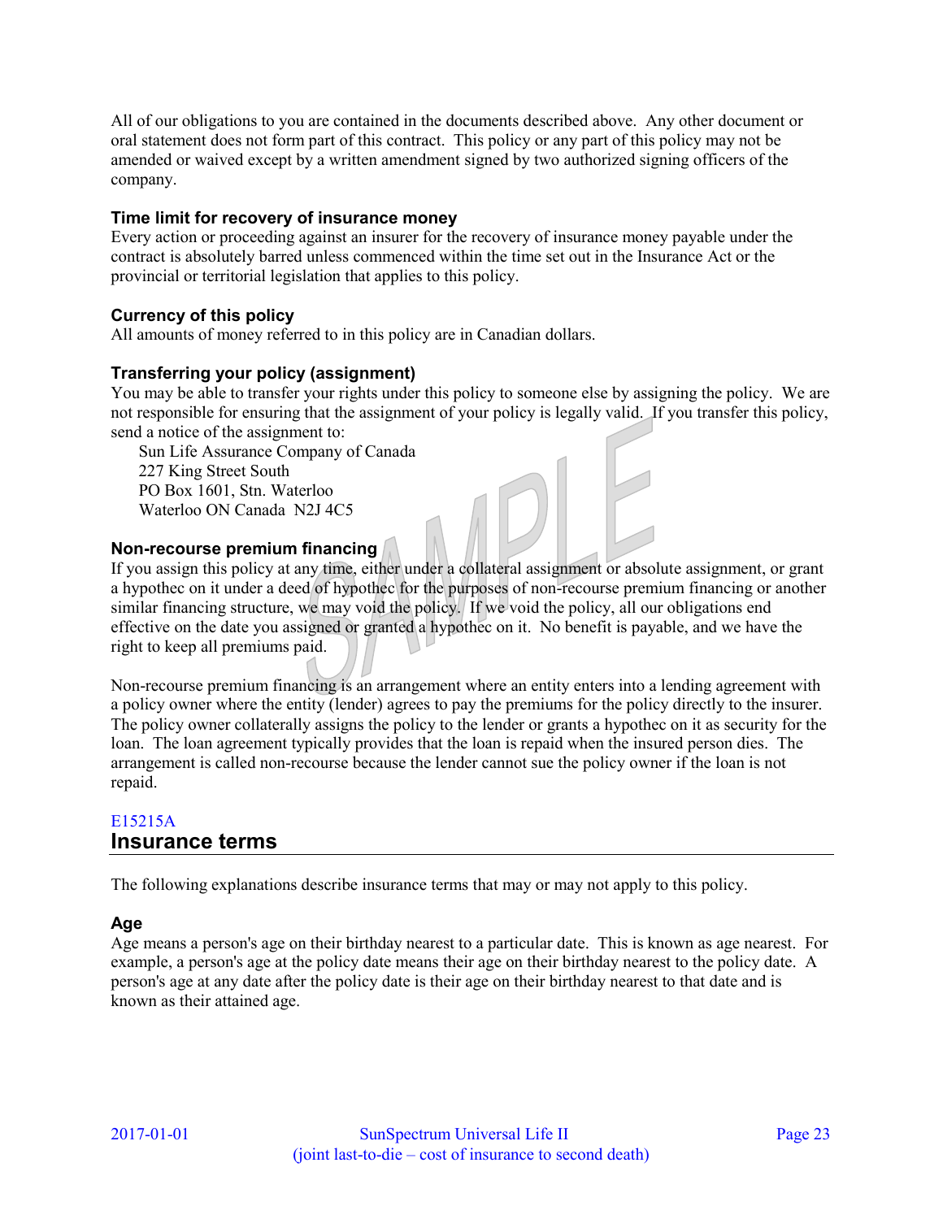All of our obligations to you are contained in the documents described above. Any other document or oral statement does not form part of this contract. This policy or any part of this policy may not be amended or waived except by a written amendment signed by two authorized signing officers of the company.

### Time limit for recovery of insurance money

Every action or proceeding against an insurer for the recovery of insurance money payable under the contract is absolutely barred unless commenced within the time set out in the Insurance Act or the provincial or territorial legislation that applies to this policy.

### Currency of this policy

All amounts of money referred to in this policy are in Canadian dollars.

### Transferring your policy (assignment)

You may be able to transfer your rights under this policy to someone else by assigning the policy. We are not responsible for ensuring that the assignment of your policy is legally valid. If you transfer this policy, send a notice of the assignment to:

Sun Life Assurance Company of Canada
227 King Street South
PO Box 1601, Stn. Waterloo
Waterloo ON Canada N2J 4C5

### Non-recourse premium financing

If you assign this policy at any time, either under a collateral assignment or absolute assignment, or grant a hypothec on it under a deed of hypothec for the purposes of non-recourse premium financing or another similar financing structure, we may void the policy. If we void the policy, all our obligations end effective on the date you assigned or granted a hypothec on it. No benefit is payable, and we have the right to keep all premiums paid.

Non-recourse premium financing is an arrangement where an entity enters into a lending agreement with a policy owner where the entity (lender) agrees to pay the premiums for the policy directly to the insurer. The policy owner collaterally assigns the policy to the lender or grants a hypothec on it as security for the loan. The loan agreement typically provides that the loan is repaid when the insured person dies. The arrangement is called non-recourse because the lender cannot sue the policy owner if the loan is not repaid.

E15215A

## Insurance terms

The following explanations describe insurance terms that may or may not apply to this policy.

### Age

Age means a person's age on their birthday nearest to a particular date. This is known as age nearest. For example, a person's age at the policy date means their age on their birthday nearest to the policy date. A person's age at any date after the policy date is their age on their birthday nearest to that date and is known as their attained age.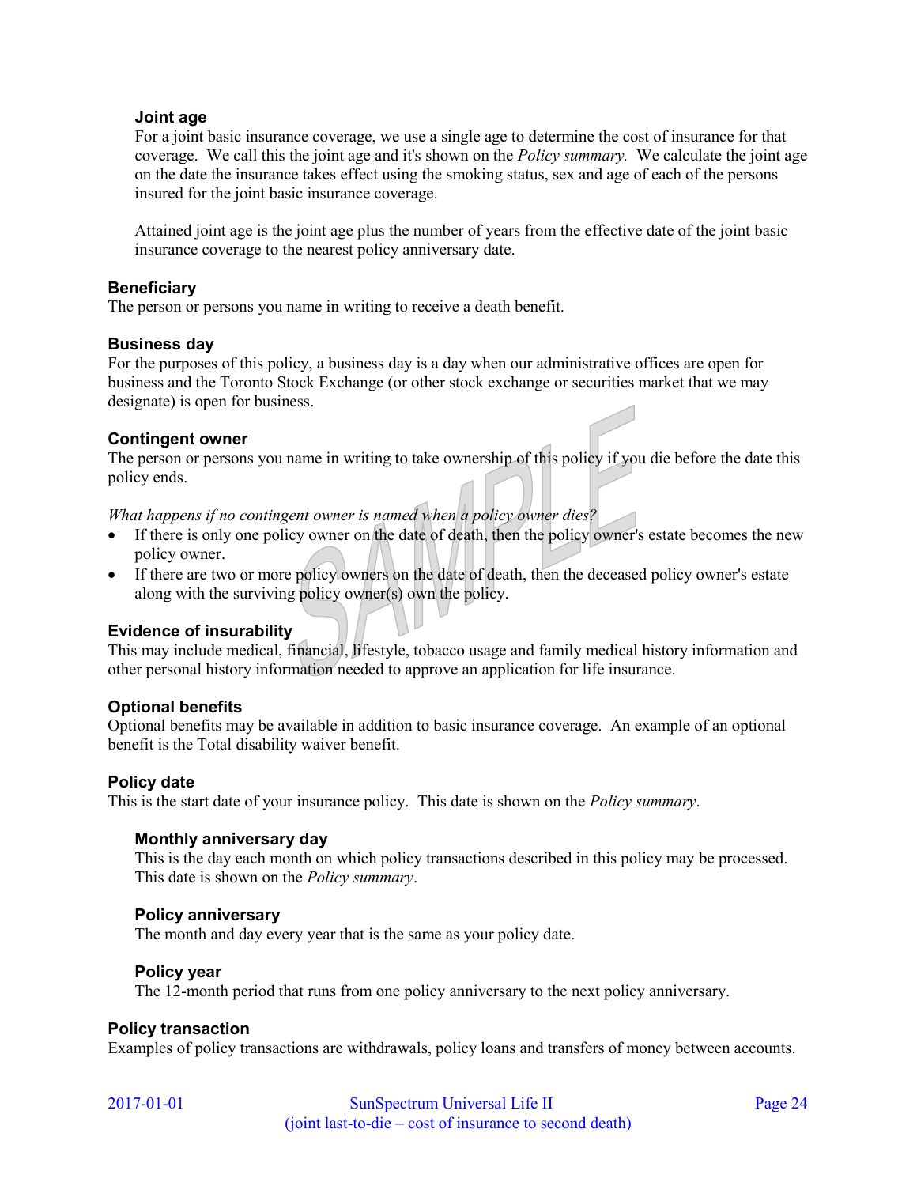### Joint age

For a joint basic insurance coverage, we use a single age to determine the cost of insurance for that coverage. We call this the joint age and it's shown on the *Policy summary.* We calculate the joint age on the date the insurance takes effect using the smoking status, sex and age of each of the persons insured for the joint basic insurance coverage.

Attained joint age is the joint age plus the number of years from the effective date of the joint basic insurance coverage to the nearest policy anniversary date.

## Beneficiary

The person or persons you name in writing to receive a death benefit.

## Business day

For the purposes of this policy, a business day is a day when our administrative offices are open for business and the Toronto Stock Exchange (or other stock exchange or securities market that we may designate) is open for business.

## Contingent owner

The person or persons you name in writing to take ownership of this policy if you die before the date this policy ends.

*What happens if no contingent owner is named when a policy owner dies?*

- If there is only one policy owner on the date of death, then the policy owner's estate becomes the new policy owner.
- If there are two or more policy owners on the date of death, then the deceased policy owner's estate along with the surviving policy owner(s) own the policy.

## Evidence of insurability

This may include medical, financial, lifestyle, tobacco usage and family medical history information and other personal history information needed to approve an application for life insurance.

## Optional benefits

Optional benefits may be available in addition to basic insurance coverage. An example of an optional benefit is the Total disability waiver benefit.

## Policy date

This is the start date of your insurance policy. This date is shown on the *Policy summary*.

### Monthly anniversary day

This is the day each month on which policy transactions described in this policy may be processed. This date is shown on the *Policy summary*.

### Policy anniversary

The month and day every year that is the same as your policy date.

### Policy year

The 12-month period that runs from one policy anniversary to the next policy anniversary.

## Policy transaction

Examples of policy transactions are withdrawals, policy loans and transfers of money between accounts.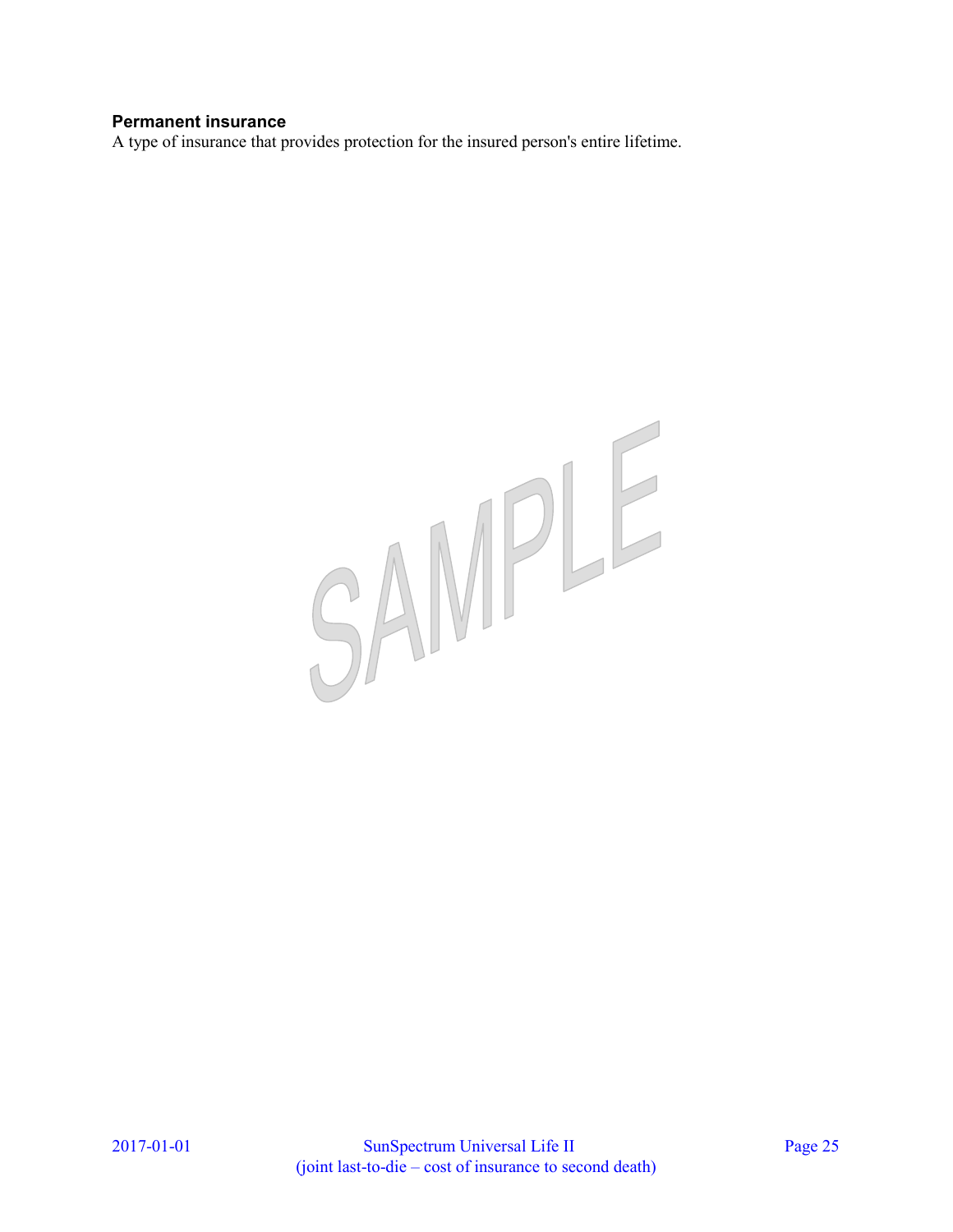**Permanent insurance**
A type of insurance that provides protection for the insured person's entire lifetime.